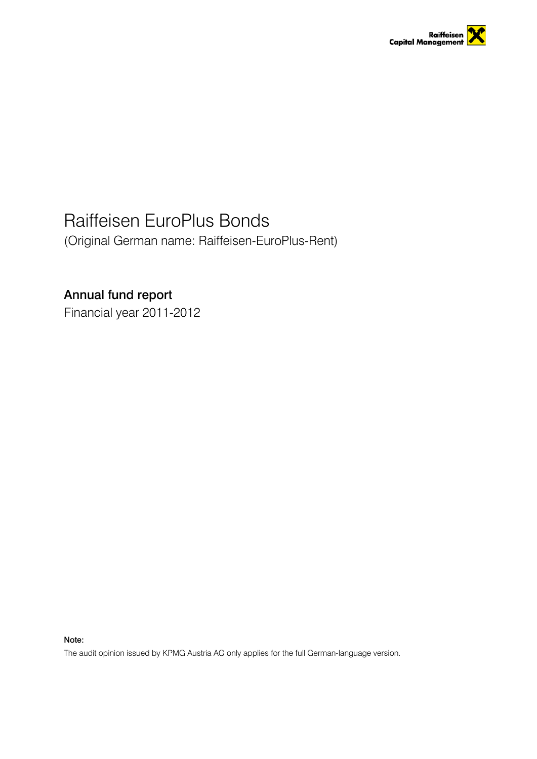Raiffeisen Capital Management

# Raiffeisen EuroPlus Bonds

(Original German name: Raiffeisen-EuroPlus-Rent)

## Annual fund report

Financial year 2011-2012

**Note:**

The audit opinion issued by KPMG Austria AG only applies for the full German-language version.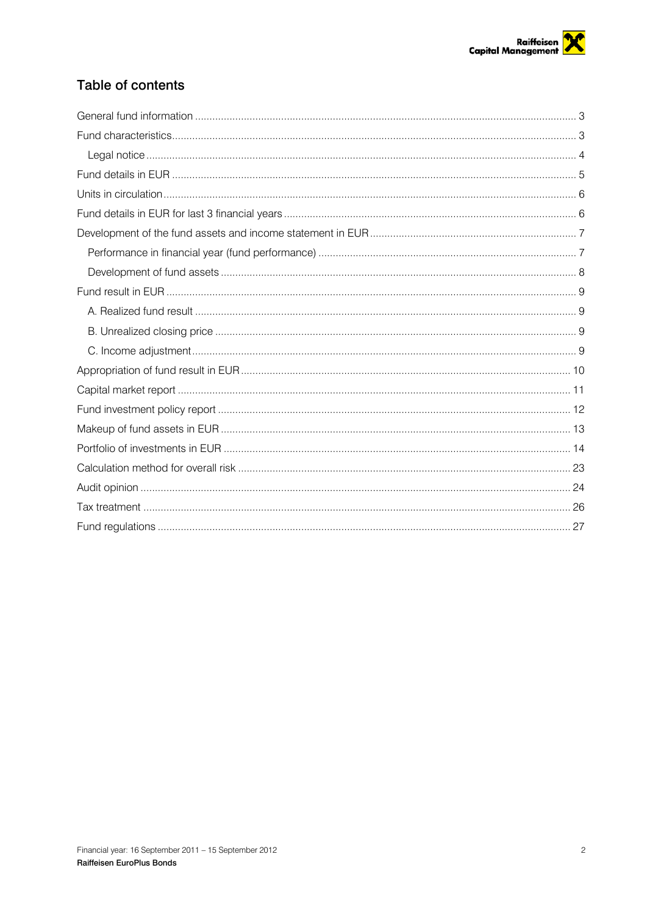## Table of contents

| | |
|---|---|
| General fund information | 3 |
| Fund characteristics | 3 |
| Legal notice | 4 |
| Fund details in EUR | 5 |
| Units in circulation | 6 |
| Fund details in EUR for last 3 financial years | 6 |
| Development of the fund assets and income statement in EUR | 7 |
| Performance in financial year (fund performance) | 7 |
| Development of fund assets | 8 |
| Fund result in EUR | 9 |
| A. Realized fund result | 9 |
| B. Unrealized closing price | 9 |
| C. Income adjustment | 9 |
| Appropriation of fund result in EUR | 10 |
| Capital market report | 11 |
| Fund investment policy report | 12 |
| Makeup of fund assets in EUR | 13 |
| Portfolio of investments in EUR | 14 |
| Calculation method for overall risk | 23 |
| Audit opinion | 24 |
| Tax treatment | 26 |
| Fund regulations | 27 |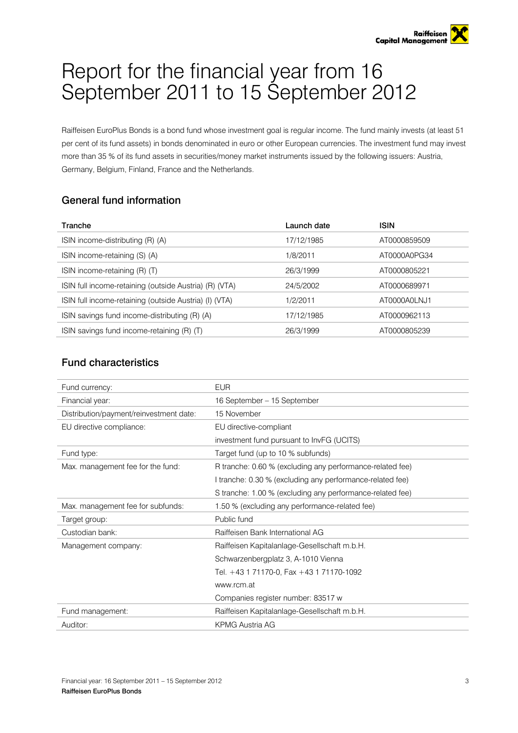# Report for the financial year from 16 September 2011 to 15 September 2012

Raiffeisen EuroPlus Bonds is a bond fund whose investment goal is regular income. The fund mainly invests (at least 51 per cent of its fund assets) in bonds denominated in euro or other European currencies. The investment fund may invest more than 35 % of its fund assets in securities/money market instruments issued by the following issuers: Austria, Germany, Belgium, Finland, France and the Netherlands.

## General fund information

| Tranche | Launch date | ISIN |
|---|---|---|
| ISIN income-distributing (R) (A) | 17/12/1985 | AT0000859509 |
| ISIN income-retaining (S) (A) | 1/8/2011 | AT0000A0PG34 |
| ISIN income-retaining (R) (T) | 26/3/1999 | AT0000805221 |
| ISIN full income-retaining (outside Austria) (R) (VTA) | 24/5/2002 | AT0000689971 |
| ISIN full income-retaining (outside Austria) (I) (VTA) | 1/2/2011 | AT0000A0LNJ1 |
| ISIN savings fund income-distributing (R) (A) | 17/12/1985 | AT0000962113 |
| ISIN savings fund income-retaining (R) (T) | 26/3/1999 | AT0000805239 |

## Fund characteristics

| | |
|---|---|
| Fund currency: | EUR |
| Financial year: | 16 September – 15 September |
| Distribution/payment/reinvestment date: | 15 November |
| EU directive compliance: | EU directive-compliant<br>investment fund pursuant to InvFG (UCITS) |
| Fund type: | Target fund (up to 10 % subfunds) |
| Max. management fee for the fund: | R tranche: 0.60 % (excluding any performance-related fee)<br>I tranche: 0.30 % (excluding any performance-related fee)<br>S tranche: 1.00 % (excluding any performance-related fee) |
| Max. management fee for subfunds: | 1.50 % (excluding any performance-related fee) |
| Target group: | Public fund |
| Custodian bank: | Raiffeisen Bank International AG |
| Management company: | Raiffeisen Kapitalanlage-Gesellschaft m.b.H.<br>Schwarzenbergplatz 3, A-1010 Vienna<br>Tel. +43 1 71170-0, Fax +43 1 71170-1092<br>www.rcm.at<br>Companies register number: 83517 w |
| Fund management: | Raiffeisen Kapitalanlage-Gesellschaft m.b.H. |
| Auditor: | KPMG Austria AG |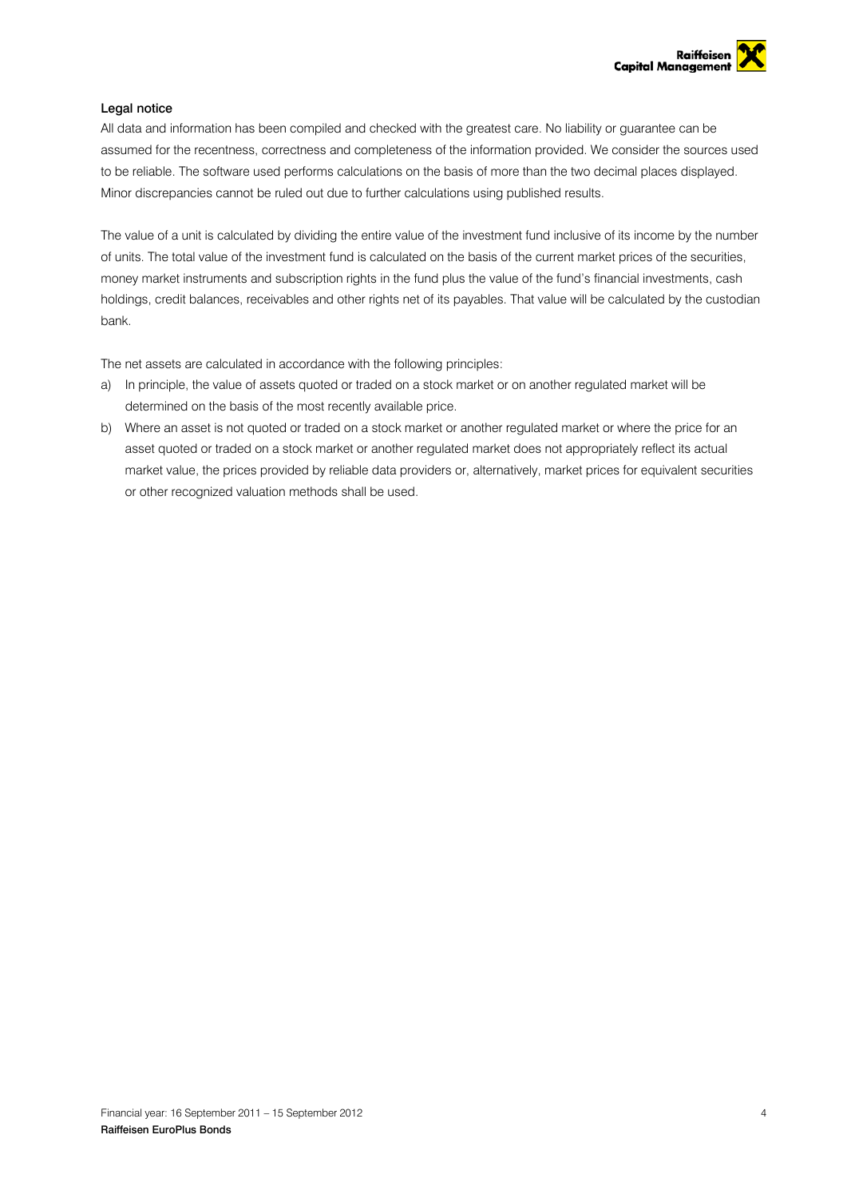**Legal notice**

All data and information has been compiled and checked with the greatest care. No liability or guarantee can be assumed for the recentness, correctness and completeness of the information provided. We consider the sources used to be reliable. The software used performs calculations on the basis of more than the two decimal places displayed. Minor discrepancies cannot be ruled out due to further calculations using published results.

The value of a unit is calculated by dividing the entire value of the investment fund inclusive of its income by the number of units. The total value of the investment fund is calculated on the basis of the current market prices of the securities, money market instruments and subscription rights in the fund plus the value of the fund's financial investments, cash holdings, credit balances, receivables and other rights net of its payables. That value will be calculated by the custodian bank.

The net assets are calculated in accordance with the following principles:

a) In principle, the value of assets quoted or traded on a stock market or on another regulated market will be determined on the basis of the most recently available price.
b) Where an asset is not quoted or traded on a stock market or another regulated market or where the price for an asset quoted or traded on a stock market or another regulated market does not appropriately reflect its actual market value, the prices provided by reliable data providers or, alternatively, market prices for equivalent securities or other recognized valuation methods shall be used.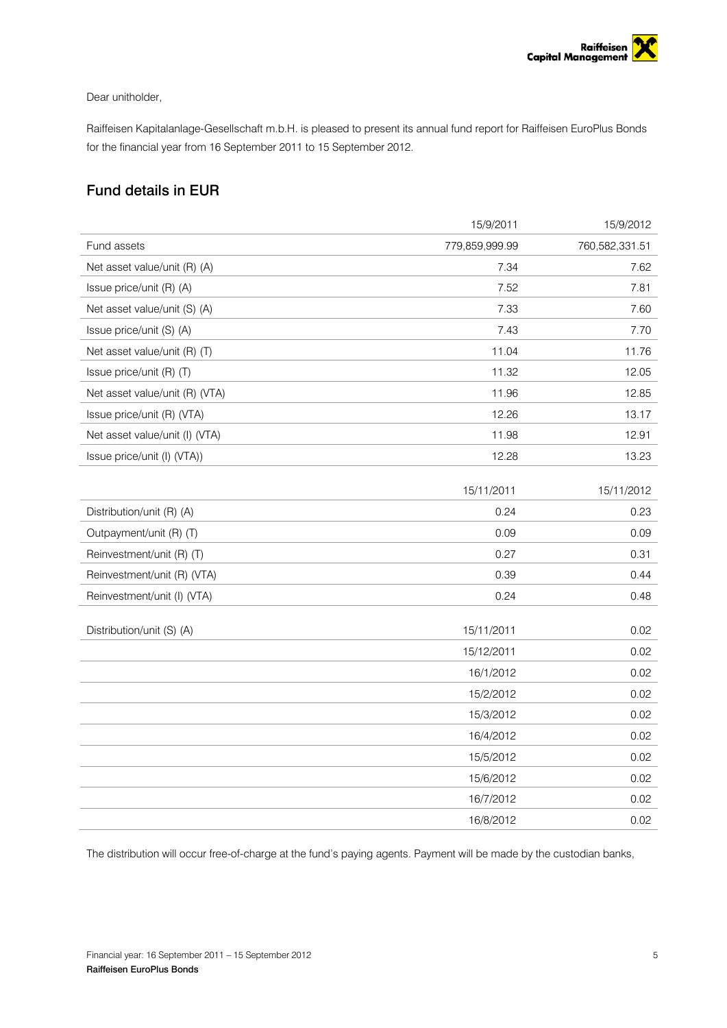Dear unitholder,

Raiffeisen Kapitalanlage-Gesellschaft m.b.H. is pleased to present its annual fund report for Raiffeisen EuroPlus Bonds for the financial year from 16 September 2011 to 15 September 2012.

## Fund details in EUR

| | 15/9/2011 | 15/9/2012 |
|---|---|---|
| Fund assets | 779,859,999.99 | 760,582,331.51 |
| Net asset value/unit (R) (A) | 7.34 | 7.62 |
| Issue price/unit (R) (A) | 7.52 | 7.81 |
| Net asset value/unit (S) (A) | 7.33 | 7.60 |
| Issue price/unit (S) (A) | 7.43 | 7.70 |
| Net asset value/unit (R) (T) | 11.04 | 11.76 |
| Issue price/unit (R) (T) | 11.32 | 12.05 |
| Net asset value/unit (R) (VTA) | 11.96 | 12.85 |
| Issue price/unit (R) (VTA) | 12.26 | 13.17 |
| Net asset value/unit (I) (VTA) | 11.98 | 12.91 |
| Issue price/unit (I) (VTA)) | 12.28 | 13.23 |

| | 15/11/2011 | 15/11/2012 |
|---|---|---|
| Distribution/unit (R) (A) | 0.24 | 0.23 |
| Outpayment/unit (R) (T) | 0.09 | 0.09 |
| Reinvestment/unit (R) (T) | 0.27 | 0.31 |
| Reinvestment/unit (R) (VTA) | 0.39 | 0.44 |
| Reinvestment/unit (I) (VTA) | 0.24 | 0.48 |

| | | |
|---|---|---|
| Distribution/unit (S) (A) | 15/11/2011 | 0.02 |
| | 15/12/2011 | 0.02 |
| | 16/1/2012 | 0.02 |
| | 15/2/2012 | 0.02 |
| | 15/3/2012 | 0.02 |
| | 16/4/2012 | 0.02 |
| | 15/5/2012 | 0.02 |
| | 15/6/2012 | 0.02 |
| | 16/7/2012 | 0.02 |
| | 16/8/2012 | 0.02 |

The distribution will occur free-of-charge at the fund's paying agents. Payment will be made by the custodian banks,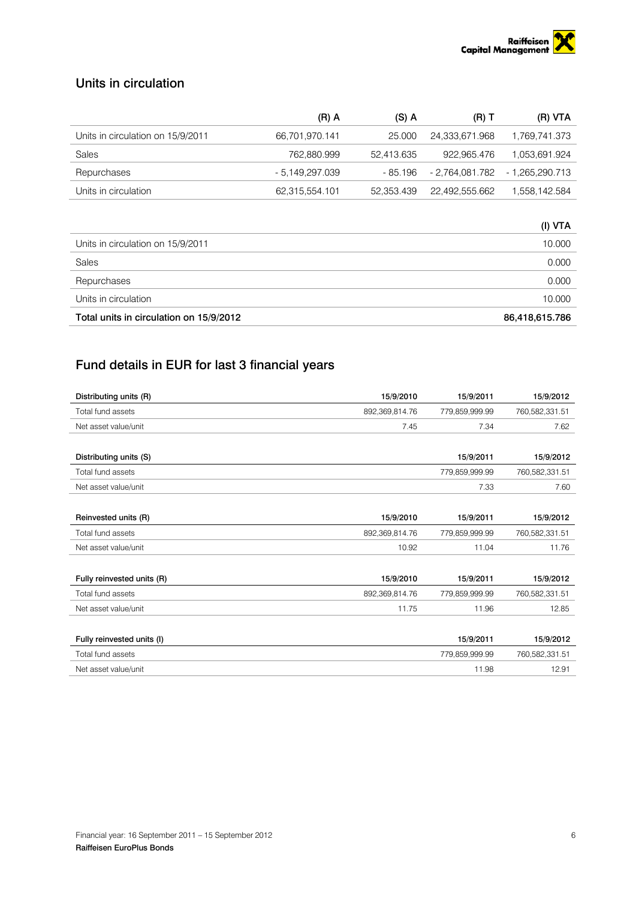## Units in circulation

| | (R) A | (S) A | (R) T | (R) VTA |
|---|---|---|---|---|
| Units in circulation on 15/9/2011 | 66,701,970.141 | 25.000 | 24,333,671.968 | 1,769,741.373 |
| Sales | 762,880.999 | 52,413.635 | 922,965.476 | 1,053,691.924 |
| Repurchases | - 5,149,297.039 | - 85.196 | - 2,764,081.782 | - 1,265,290.713 |
| Units in circulation | 62,315,554.101 | 52,353.439 | 22,492,555.662 | 1,558,142.584 |

| | (I) VTA |
|---|---|
| Units in circulation on 15/9/2011 | 10.000 |
| Sales | 0.000 |
| Repurchases | 0.000 |
| Units in circulation | 10.000 |
| **Total units in circulation on 15/9/2012** | **86,418,615.786** |

## Fund details in EUR for last 3 financial years

| Distributing units (R) | 15/9/2010 | 15/9/2011 | 15/9/2012 |
|---|---|---|---|
| Total fund assets | 892,369,814.76 | 779,859,999.99 | 760,582,331.51 |
| Net asset value/unit | 7.45 | 7.34 | 7.62 |

| Distributing units (S) | 15/9/2011 | 15/9/2012 |
|---|---|---|
| Total fund assets | 779,859,999.99 | 760,582,331.51 |
| Net asset value/unit | 7.33 | 7.60 |

| Reinvested units (R) | 15/9/2010 | 15/9/2011 | 15/9/2012 |
|---|---|---|---|
| Total fund assets | 892,369,814.76 | 779,859,999.99 | 760,582,331.51 |
| Net asset value/unit | 10.92 | 11.04 | 11.76 |

| Fully reinvested units (R) | 15/9/2010 | 15/9/2011 | 15/9/2012 |
|---|---|---|---|
| Total fund assets | 892,369,814.76 | 779,859,999.99 | 760,582,331.51 |
| Net asset value/unit | 11.75 | 11.96 | 12.85 |

| Fully reinvested units (I) | 15/9/2011 | 15/9/2012 |
|---|---|---|
| Total fund assets | 779,859,999.99 | 760,582,331.51 |
| Net asset value/unit | 11.98 | 12.91 |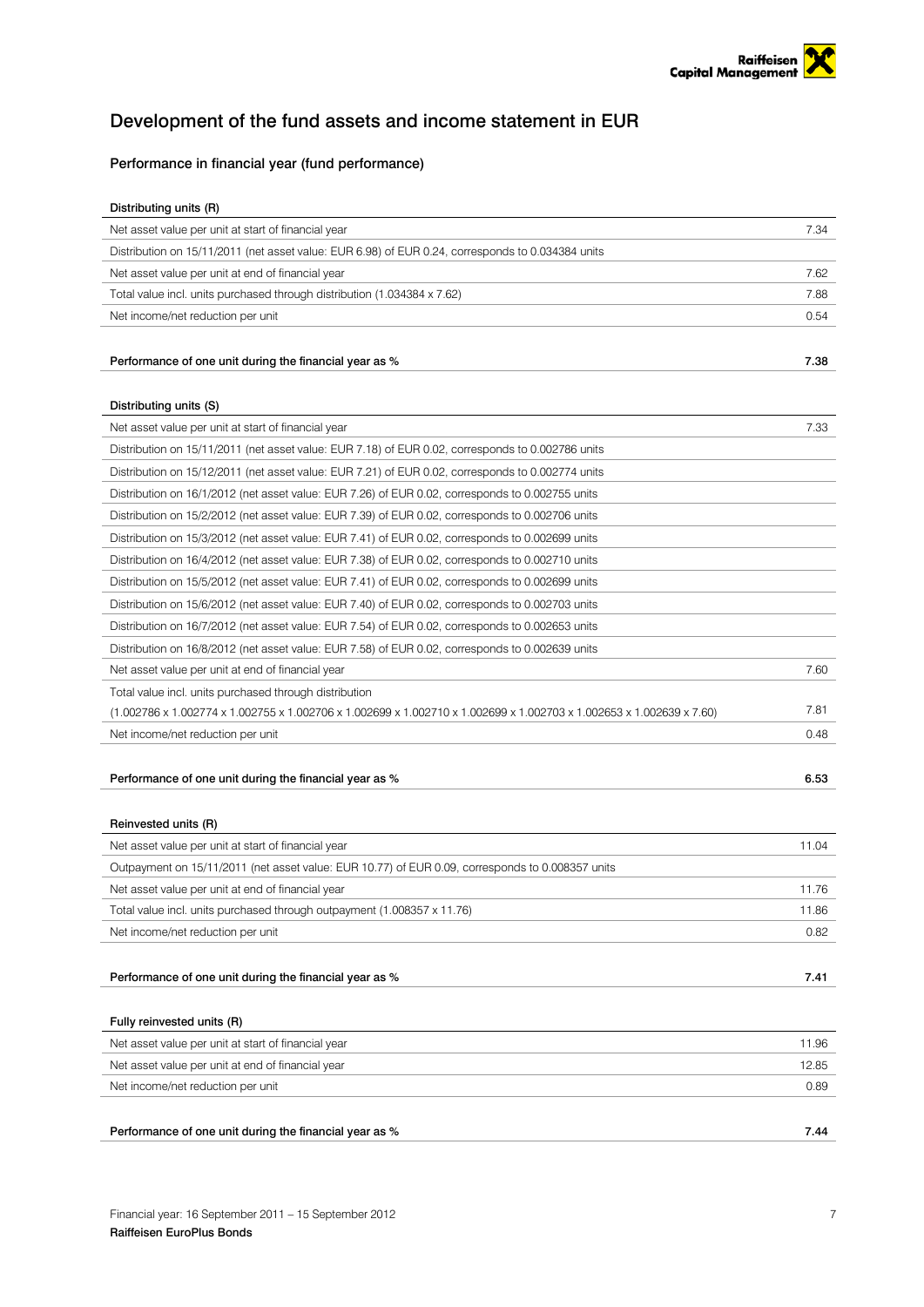# Development of the fund assets and income statement in EUR

## Performance in financial year (fund performance)

| Distributing units (R) | |
|---|---|
| Net asset value per unit at start of financial year | 7.34 |
| Distribution on 15/11/2011 (net asset value: EUR 6.98) of EUR 0.24, corresponds to 0.034384 units | |
| Net asset value per unit at end of financial year | 7.62 |
| Total value incl. units purchased through distribution (1.034384 x 7.62) | 7.88 |
| Net income/net reduction per unit | 0.54 |
| **Performance of one unit during the financial year as %** | **7.38** |

| Distributing units (S) | |
|---|---|
| Net asset value per unit at start of financial year | 7.33 |
| Distribution on 15/11/2011 (net asset value: EUR 7.18) of EUR 0.02, corresponds to 0.002786 units | |
| Distribution on 15/12/2011 (net asset value: EUR 7.21) of EUR 0.02, corresponds to 0.002774 units | |
| Distribution on 16/1/2012 (net asset value: EUR 7.26) of EUR 0.02, corresponds to 0.002755 units | |
| Distribution on 15/2/2012 (net asset value: EUR 7.39) of EUR 0.02, corresponds to 0.002706 units | |
| Distribution on 15/3/2012 (net asset value: EUR 7.41) of EUR 0.02, corresponds to 0.002699 units | |
| Distribution on 16/4/2012 (net asset value: EUR 7.38) of EUR 0.02, corresponds to 0.002710 units | |
| Distribution on 15/5/2012 (net asset value: EUR 7.41) of EUR 0.02, corresponds to 0.002699 units | |
| Distribution on 15/6/2012 (net asset value: EUR 7.40) of EUR 0.02, corresponds to 0.002703 units | |
| Distribution on 16/7/2012 (net asset value: EUR 7.54) of EUR 0.02, corresponds to 0.002653 units | |
| Distribution on 16/8/2012 (net asset value: EUR 7.58) of EUR 0.02, corresponds to 0.002639 units | |
| Net asset value per unit at end of financial year | 7.60 |
| Total value incl. units purchased through distribution (1.002786 x 1.002774 x 1.002755 x 1.002706 x 1.002699 x 1.002710 x 1.002699 x 1.002703 x 1.002653 x 1.002639 x 7.60) | 7.81 |
| Net income/net reduction per unit | 0.48 |
| **Performance of one unit during the financial year as %** | **6.53** |

| Reinvested units (R) | |
|---|---|
| Net asset value per unit at start of financial year | 11.04 |
| Outpayment on 15/11/2011 (net asset value: EUR 10.77) of EUR 0.09, corresponds to 0.008357 units | |
| Net asset value per unit at end of financial year | 11.76 |
| Total value incl. units purchased through outpayment (1.008357 x 11.76) | 11.86 |
| Net income/net reduction per unit | 0.82 |
| **Performance of one unit during the financial year as %** | **7.41** |

| Fully reinvested units (R) | |
|---|---|
| Net asset value per unit at start of financial year | 11.96 |
| Net asset value per unit at end of financial year | 12.85 |
| Net income/net reduction per unit | 0.89 |
| **Performance of one unit during the financial year as %** | **7.44** |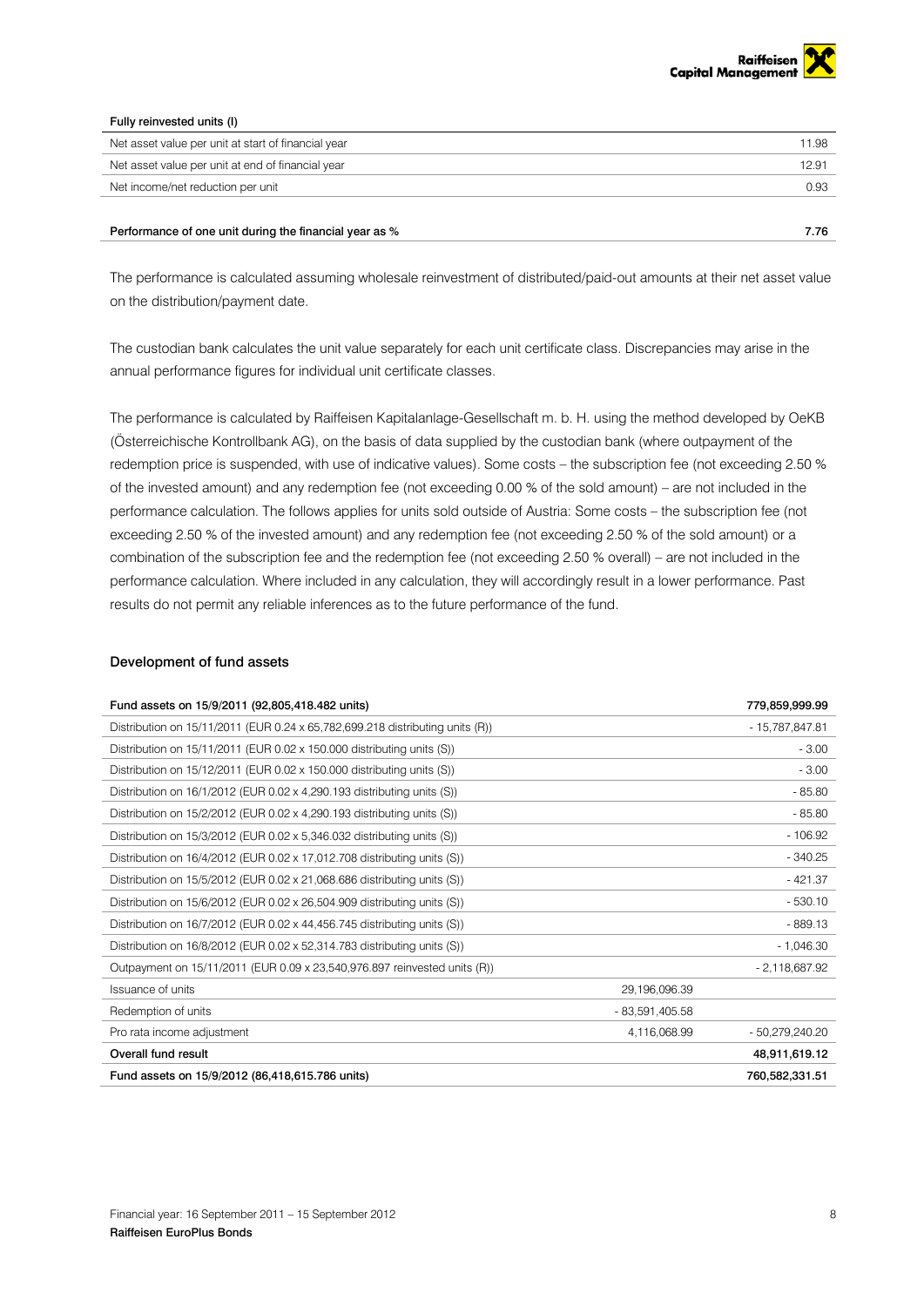| Fully reinvested units (I) | |
|---|---|
| Net asset value per unit at start of financial year | 11.98 |
| Net asset value per unit at end of financial year | 12.91 |
| Net income/net reduction per unit | 0.93 |
| | |
| **Performance of one unit during the financial year as %** | **7.76** |

The performance is calculated assuming wholesale reinvestment of distributed/paid-out amounts at their net asset value on the distribution/payment date.

The custodian bank calculates the unit value separately for each unit certificate class. Discrepancies may arise in the annual performance figures for individual unit certificate classes.

The performance is calculated by Raiffeisen Kapitalanlage-Gesellschaft m. b. H. using the method developed by OeKB (Österreichische Kontrollbank AG), on the basis of data supplied by the custodian bank (where outpayment of the redemption price is suspended, with use of indicative values). Some costs – the subscription fee (not exceeding 2.50 % of the invested amount) and any redemption fee (not exceeding 0.00 % of the sold amount) – are not included in the performance calculation. The follows applies for units sold outside of Austria: Some costs – the subscription fee (not exceeding 2.50 % of the invested amount) and any redemption fee (not exceeding 2.50 % of the sold amount) or a combination of the subscription fee and the redemption fee (not exceeding 2.50 % overall) – are not included in the performance calculation. Where included in any calculation, they will accordingly result in a lower performance. Past results do not permit any reliable inferences as to the future performance of the fund.

## Development of fund assets

| Fund assets on 15/9/2011 (92,805,418.482 units) | | 779,859,999.99 |
|---|---|---|
| Distribution on 15/11/2011 (EUR 0.24 x 65,782,699.218 distributing units (R)) | | - 15,787,847.81 |
| Distribution on 15/11/2011 (EUR 0.02 x 150.000 distributing units (S)) | | - 3.00 |
| Distribution on 15/12/2011 (EUR 0.02 x 150.000 distributing units (S)) | | - 3.00 |
| Distribution on 16/1/2012 (EUR 0.02 x 4,290.193 distributing units (S)) | | - 85.80 |
| Distribution on 15/2/2012 (EUR 0.02 x 4,290.193 distributing units (S)) | | - 85.80 |
| Distribution on 15/3/2012 (EUR 0.02 x 5,346.032 distributing units (S)) | | - 106.92 |
| Distribution on 16/4/2012 (EUR 0.02 x 17,012.708 distributing units (S)) | | - 340.25 |
| Distribution on 15/5/2012 (EUR 0.02 x 21,068.686 distributing units (S)) | | - 421.37 |
| Distribution on 15/6/2012 (EUR 0.02 x 26,504.909 distributing units (S)) | | - 530.10 |
| Distribution on 16/7/2012 (EUR 0.02 x 44,456.745 distributing units (S)) | | - 889.13 |
| Distribution on 16/8/2012 (EUR 0.02 x 52,314.783 distributing units (S)) | | - 1,046.30 |
| Outpayment on 15/11/2011 (EUR 0.09 x 23,540,976.897 reinvested units (R)) | | - 2,118,687.92 |
| Issuance of units | 29,196,096.39 | |
| Redemption of units | - 83,591,405.58 | |
| Pro rata income adjustment | 4,116,068.99 | - 50,279,240.20 |
| **Overall fund result** | | **48,911,619.12** |
| **Fund assets on 15/9/2012 (86,418,615.786 units)** | | **760,582,331.51** |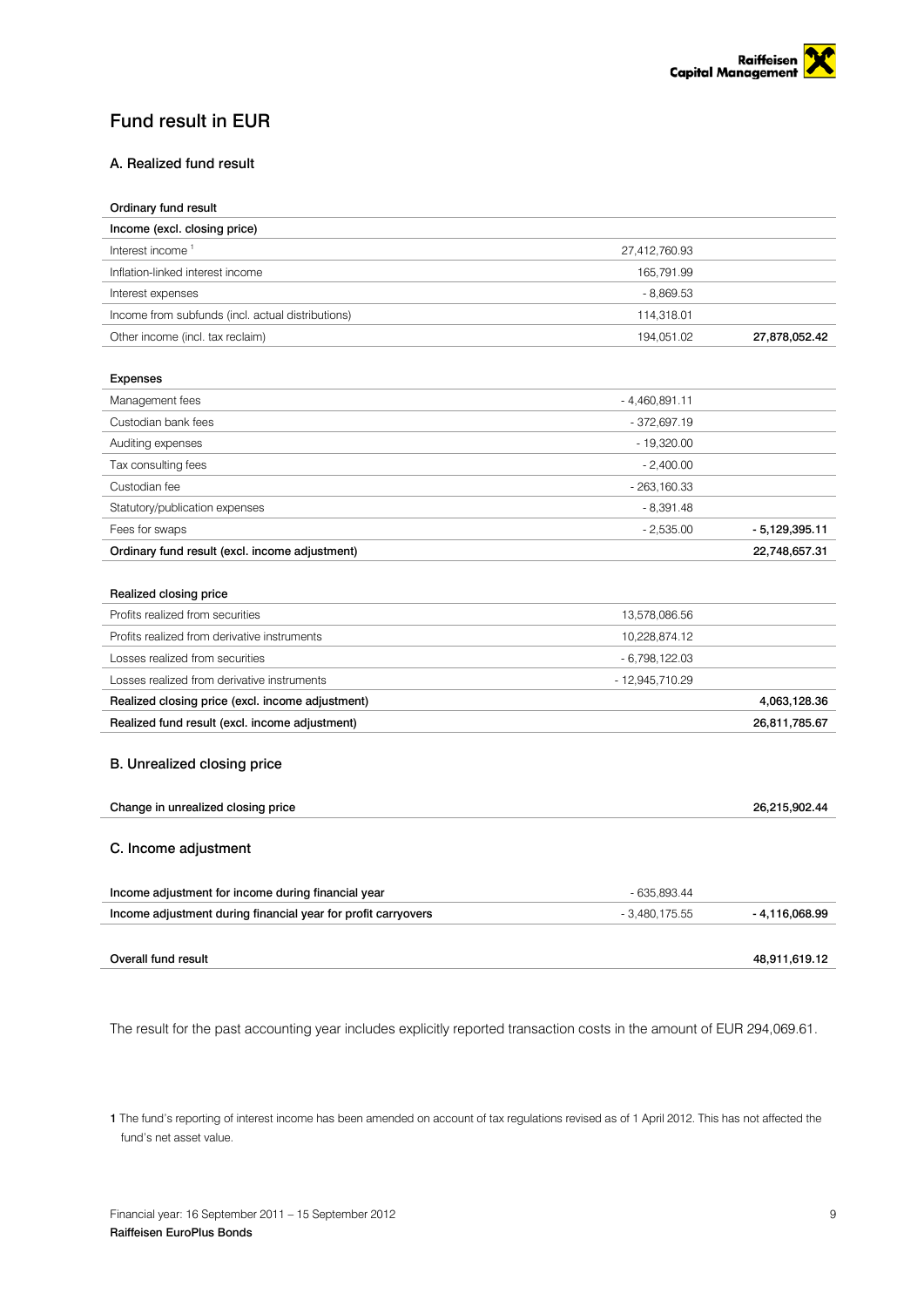# Fund result in EUR

### A. Realized fund result

| Ordinary fund result | | |
|---|---|---|
| **Income (excl. closing price)** | | |
| Interest income [1] | 27,412,760.93 | |
| Inflation-linked interest income | 165,791.99 | |
| Interest expenses | - 8,869.53 | |
| Income from subfunds (incl. actual distributions) | 114,318.01 | |
| Other income (incl. tax reclaim) | 194,051.02 | **27,878,052.42** |
| | | |
| **Expenses** | | |
| Management fees | - 4,460,891.11 | |
| Custodian bank fees | - 372,697.19 | |
| Auditing expenses | - 19,320.00 | |
| Tax consulting fees | - 2,400.00 | |
| Custodian fee | - 263,160.33 | |
| Statutory/publication expenses | - 8,391.48 | |
| Fees for swaps | - 2,535.00 | **- 5,129,395.11** |
| **Ordinary fund result (excl. income adjustment)** | | **22,748,657.31** |
| | | |
| **Realized closing price** | | |
| Profits realized from securities | 13,578,086.56 | |
| Profits realized from derivative instruments | 10,228,874.12 | |
| Losses realized from securities | - 6,798,122.03 | |
| Losses realized from derivative instruments | - 12,945,710.29 | |
| **Realized closing price (excl. income adjustment)** | | **4,063,128.36** |
| **Realized fund result (excl. income adjustment)** | | **26,811,785.67** |

### B. Unrealized closing price

| | | |
|---|---|---|
| **Change in unrealized closing price** | | **26,215,902.44** |

### C. Income adjustment

| | | |
|---|---|---|
| **Income adjustment for income during financial year** | - 635,893.44 | |
| **Income adjustment during financial year for profit carryovers** | - 3,480,175.55 | **- 4,116,068.99** |
| | | |
| **Overall fund result** | | **48,911,619.12** |

The result for the past accounting year includes explicitly reported transaction costs in the amount of EUR 294,069.61.

**1** The fund's reporting of interest income has been amended on account of tax regulations revised as of 1 April 2012. This has not affected the fund's net asset value.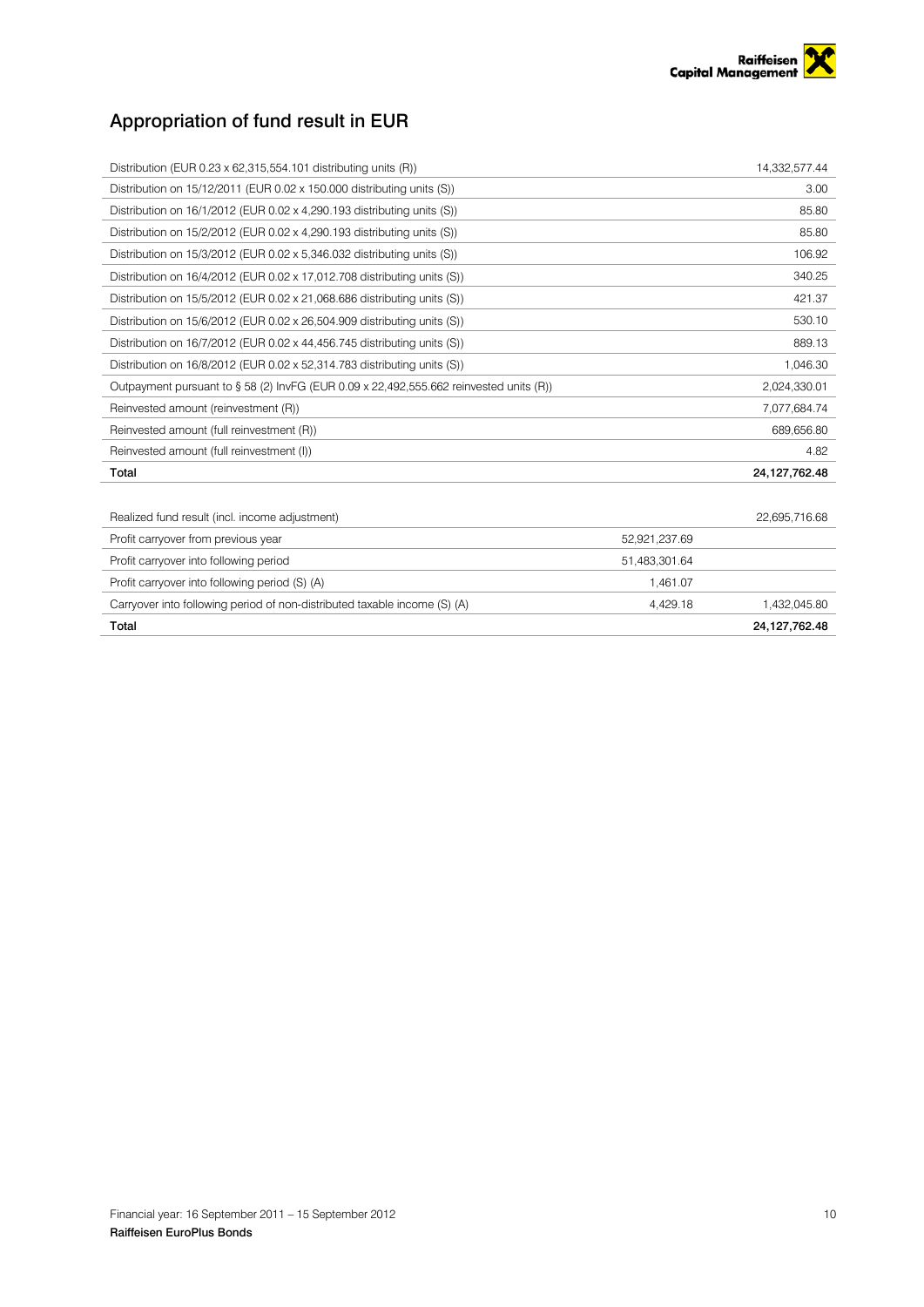## Appropriation of fund result in EUR

| | |
|---|---:|
| Distribution (EUR 0.23 x 62,315,554.101 distributing units (R)) | 14,332,577.44 |
| Distribution on 15/12/2011 (EUR 0.02 x 150.000 distributing units (S)) | 3.00 |
| Distribution on 16/1/2012 (EUR 0.02 x 4,290.193 distributing units (S)) | 85.80 |
| Distribution on 15/2/2012 (EUR 0.02 x 4,290.193 distributing units (S)) | 85.80 |
| Distribution on 15/3/2012 (EUR 0.02 x 5,346.032 distributing units (S)) | 106.92 |
| Distribution on 16/4/2012 (EUR 0.02 x 17,012.708 distributing units (S)) | 340.25 |
| Distribution on 15/5/2012 (EUR 0.02 x 21,068.686 distributing units (S)) | 421.37 |
| Distribution on 15/6/2012 (EUR 0.02 x 26,504.909 distributing units (S)) | 530.10 |
| Distribution on 16/7/2012 (EUR 0.02 x 44,456.745 distributing units (S)) | 889.13 |
| Distribution on 16/8/2012 (EUR 0.02 x 52,314.783 distributing units (S)) | 1,046.30 |
| Outpayment pursuant to § 58 (2) InvFG (EUR 0.09 x 22,492,555.662 reinvested units (R)) | 2,024,330.01 |
| Reinvested amount (reinvestment (R)) | 7,077,684.74 |
| Reinvested amount (full reinvestment (R)) | 689,656.80 |
| Reinvested amount (full reinvestment (I)) | 4.82 |
| **Total** | **24,127,762.48** |

| | | |
|---|---:|---:|
| Realized fund result (incl. income adjustment) | | 22,695,716.68 |
| Profit carryover from previous year | 52,921,237.69 | |
| Profit carryover into following period | 51,483,301.64 | |
| Profit carryover into following period (S) (A) | 1,461.07 | |
| Carryover into following period of non-distributed taxable income (S) (A) | 4,429.18 | 1,432,045.80 |
| **Total** | | **24,127,762.48** |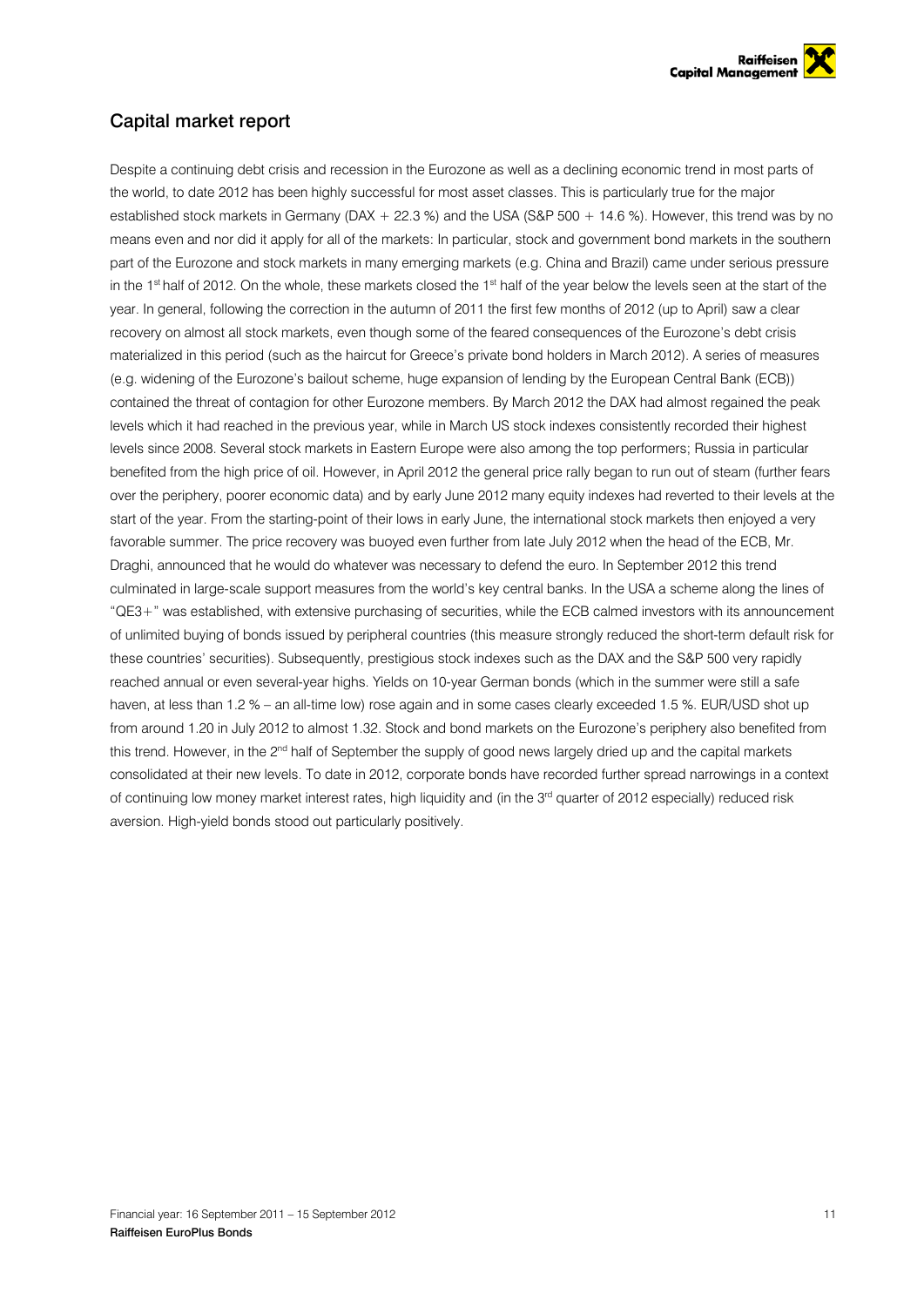## Capital market report

Despite a continuing debt crisis and recession in the Eurozone as well as a declining economic trend in most parts of the world, to date 2012 has been highly successful for most asset classes. This is particularly true for the major established stock markets in Germany (DAX + 22.3 %) and the USA (S&P 500 + 14.6 %). However, this trend was by no means even and nor did it apply for all of the markets: In particular, stock and government bond markets in the southern part of the Eurozone and stock markets in many emerging markets (e.g. China and Brazil) came under serious pressure in the 1st half of 2012. On the whole, these markets closed the 1st half of the year below the levels seen at the start of the year. In general, following the correction in the autumn of 2011 the first few months of 2012 (up to April) saw a clear recovery on almost all stock markets, even though some of the feared consequences of the Eurozone's debt crisis materialized in this period (such as the haircut for Greece's private bond holders in March 2012). A series of measures (e.g. widening of the Eurozone's bailout scheme, huge expansion of lending by the European Central Bank (ECB)) contained the threat of contagion for other Eurozone members. By March 2012 the DAX had almost regained the peak levels which it had reached in the previous year, while in March US stock indexes consistently recorded their highest levels since 2008. Several stock markets in Eastern Europe were also among the top performers; Russia in particular benefited from the high price of oil. However, in April 2012 the general price rally began to run out of steam (further fears over the periphery, poorer economic data) and by early June 2012 many equity indexes had reverted to their levels at the start of the year. From the starting-point of their lows in early June, the international stock markets then enjoyed a very favorable summer. The price recovery was buoyed even further from late July 2012 when the head of the ECB, Mr. Draghi, announced that he would do whatever was necessary to defend the euro. In September 2012 this trend culminated in large-scale support measures from the world's key central banks. In the USA a scheme along the lines of "QE3+" was established, with extensive purchasing of securities, while the ECB calmed investors with its announcement of unlimited buying of bonds issued by peripheral countries (this measure strongly reduced the short-term default risk for these countries' securities). Subsequently, prestigious stock indexes such as the DAX and the S&P 500 very rapidly reached annual or even several-year highs. Yields on 10-year German bonds (which in the summer were still a safe haven, at less than 1.2 % – an all-time low) rose again and in some cases clearly exceeded 1.5 %. EUR/USD shot up from around 1.20 in July 2012 to almost 1.32. Stock and bond markets on the Eurozone's periphery also benefited from this trend. However, in the 2nd half of September the supply of good news largely dried up and the capital markets consolidated at their new levels. To date in 2012, corporate bonds have recorded further spread narrowings in a context of continuing low money market interest rates, high liquidity and (in the 3rd quarter of 2012 especially) reduced risk aversion. High-yield bonds stood out particularly positively.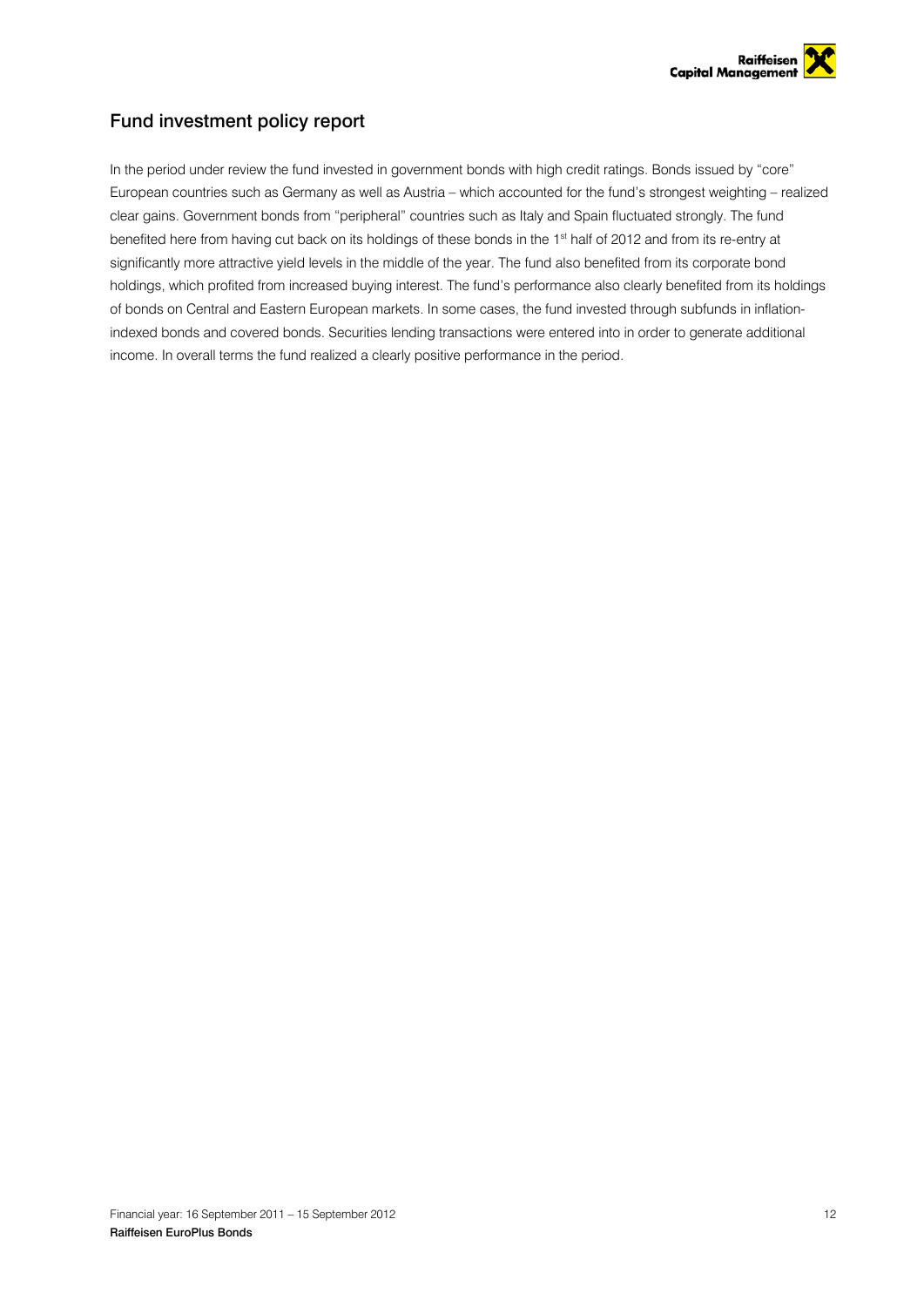## Fund investment policy report

In the period under review the fund invested in government bonds with high credit ratings. Bonds issued by "core" European countries such as Germany as well as Austria – which accounted for the fund's strongest weighting – realized clear gains. Government bonds from "peripheral" countries such as Italy and Spain fluctuated strongly. The fund benefited here from having cut back on its holdings of these bonds in the 1st half of 2012 and from its re-entry at significantly more attractive yield levels in the middle of the year. The fund also benefited from its corporate bond holdings, which profited from increased buying interest. The fund's performance also clearly benefited from its holdings of bonds on Central and Eastern European markets. In some cases, the fund invested through subfunds in inflation-indexed bonds and covered bonds. Securities lending transactions were entered into in order to generate additional income. In overall terms the fund realized a clearly positive performance in the period.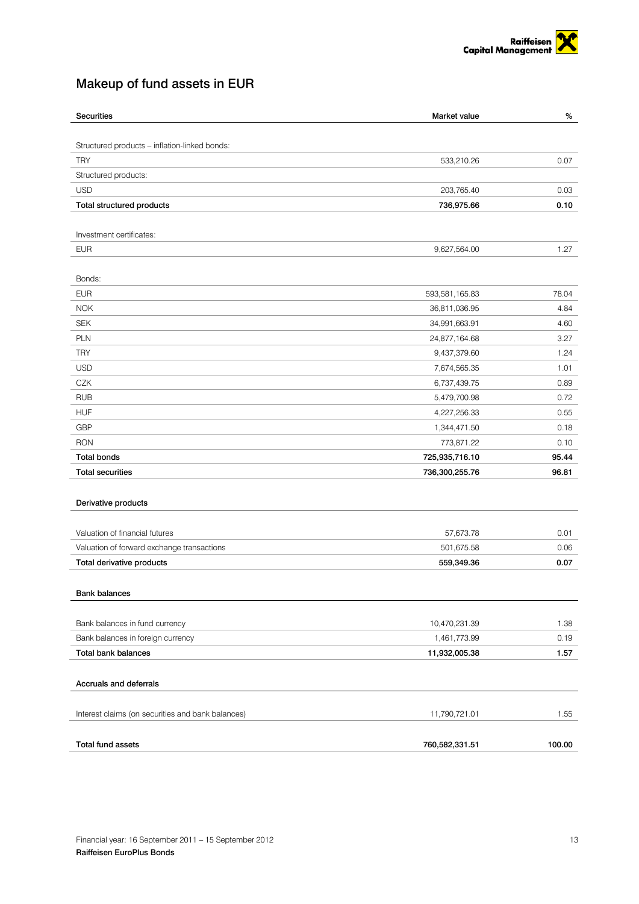# Makeup of fund assets in EUR

| Securities | Market value | % |
|---|---|---|
| Structured products – inflation-linked bonds: | | |
| TRY | 533,210.26 | 0.07 |
| Structured products: | | |
| USD | 203,765.40 | 0.03 |
| **Total structured products** | **736,975.66** | **0.10** |
| Investment certificates: | | |
| EUR | 9,627,564.00 | 1.27 |
| Bonds: | | |
| EUR | 593,581,165.83 | 78.04 |
| NOK | 36,811,036.95 | 4.84 |
| SEK | 34,991,663.91 | 4.60 |
| PLN | 24,877,164.68 | 3.27 |
| TRY | 9,437,379.60 | 1.24 |
| USD | 7,674,565.35 | 1.01 |
| CZK | 6,737,439.75 | 0.89 |
| RUB | 5,479,700.98 | 0.72 |
| HUF | 4,227,256.33 | 0.55 |
| GBP | 1,344,471.50 | 0.18 |
| RON | 773,871.22 | 0.10 |
| **Total bonds** | **725,935,716.10** | **95.44** |
| **Total securities** | **736,300,255.76** | **96.81** |

| Derivative products | | |
|---|---|---|
| Valuation of financial futures | 57,673.78 | 0.01 |
| Valuation of forward exchange transactions | 501,675.58 | 0.06 |
| **Total derivative products** | **559,349.36** | **0.07** |

| Bank balances | | |
|---|---|---|
| Bank balances in fund currency | 10,470,231.39 | 1.38 |
| Bank balances in foreign currency | 1,461,773.99 | 0.19 |
| **Total bank balances** | **11,932,005.38** | **1.57** |

| Accruals and deferrals | | |
|---|---|---|
| Interest claims (on securities and bank balances) | 11,790,721.01 | 1.55 |
| **Total fund assets** | **760,582,331.51** | **100.00** |

Financial year: 16 September 2011 – 15 September 2012
**Raiffeisen EuroPlus Bonds**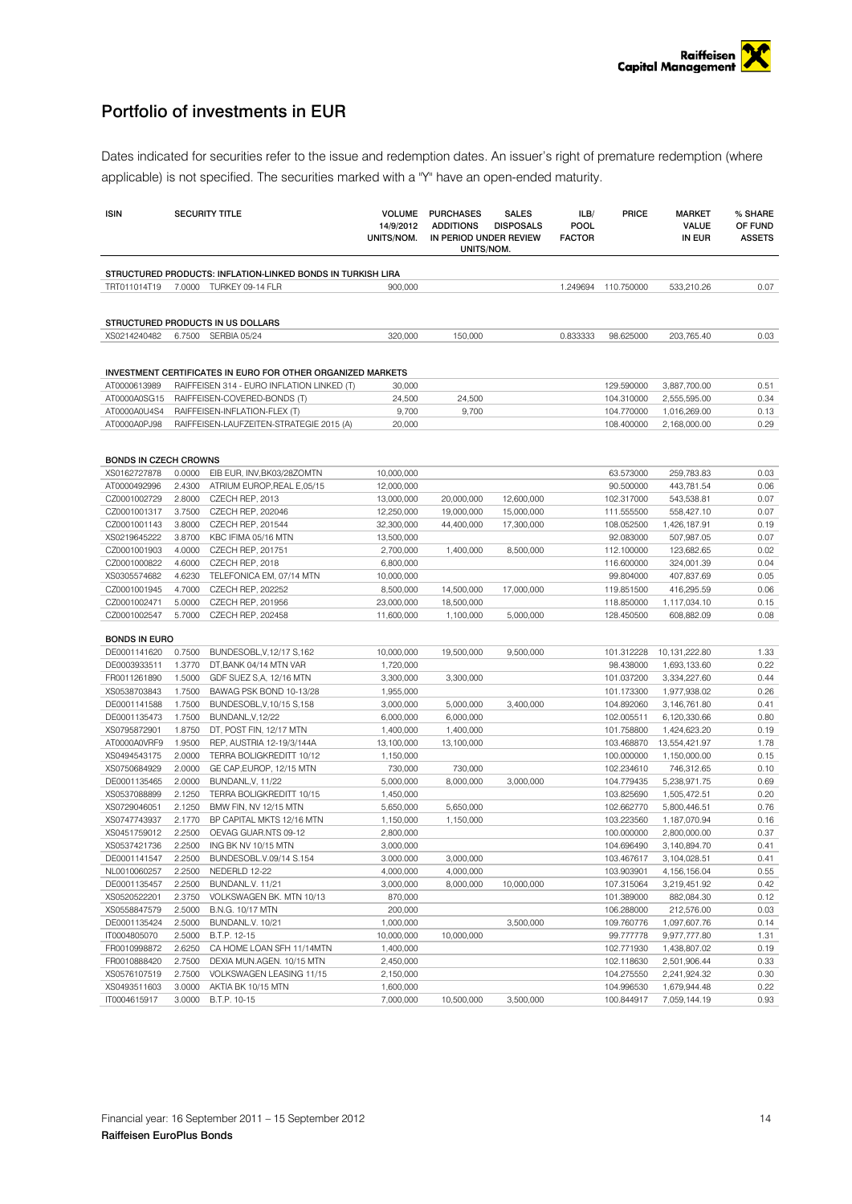## Portfolio of investments in EUR

Dates indicated for securities refer to the issue and redemption dates. An issuer's right of premature redemption (where applicable) is not specified. The securities marked with a "Y" have an open-ended maturity.

| ISIN | | SECURITY TITLE | VOLUME 14/9/2012 UNITS/NOM. | PURCHASES ADDITIONS | SALES DISPOSALS | ILB/ POOL FACTOR | PRICE | MARKET VALUE IN EUR | % SHARE OF FUND ASSETS |
|---|---|---|---|---|---|---|---|---|---|
| | | | | IN PERIOD UNDER REVIEW UNITS/NOM. | | | | | |
| **STRUCTURED PRODUCTS: INFLATION-LINKED BONDS IN TURKISH LIRA** | | | | | | | | | |
| TRT011014T19 | 7.0000 | TURKEY 09-14 FLR | 900,000 | | | 1.249694 | 110.750000 | 533,210.26 | 0.07 |
| **STRUCTURED PRODUCTS IN US DOLLARS** | | | | | | | | | |
| XS0214240482 | 6.7500 | SERBIA 05/24 | 320,000 | 150,000 | | 0.833333 | 98.625000 | 203,765.40 | 0.03 |
| **INVESTMENT CERTIFICATES IN EURO FOR OTHER ORGANIZED MARKETS** | | | | | | | | | |
| AT0000613989 | | RAIFFEISEN 314 - EURO INFLATION LINKED (T) | 30,000 | | | | 129.590000 | 3,887,700.00 | 0.51 |
| AT0000A0SG15 | | RAIFFEISEN-COVERED-BONDS (T) | 24,500 | 24,500 | | | 104.310000 | 2,555,595.00 | 0.34 |
| AT0000A0U4S4 | | RAIFFEISEN-INFLATION-FLEX (T) | 9,700 | 9,700 | | | 104.770000 | 1,016,269.00 | 0.13 |
| AT0000A0PJ98 | | RAIFFEISEN-LAUFZEITEN-STRATEGIE 2015 (A) | 20,000 | | | | 108.400000 | 2,168,000.00 | 0.29 |
| **BONDS IN CZECH CROWNS** | | | | | | | | | |
| XS0162727878 | 0.0000 | EIB EUR. INV,BK03/28ZOMTN | 10,000,000 | | | | 63.573000 | 259,783.83 | 0.03 |
| AT0000492996 | 2.4300 | ATRIUM EUROP,REAL E,05/15 | 12,000,000 | | | | 90.500000 | 443,781.54 | 0.06 |
| CZ0001002729 | 2.8000 | CZECH REP, 2013 | 13,000,000 | 20,000,000 | 12,600,000 | | 102.317000 | 543,538.81 | 0.07 |
| CZ0001001317 | 3.7500 | CZECH REP, 202046 | 12,250,000 | 19,000,000 | 15,000,000 | | 111.555500 | 558,427.10 | 0.07 |
| CZ0001001143 | 3.8000 | CZECH REP, 201544 | 32,300,000 | 44,400,000 | 17,300,000 | | 108.052500 | 1,426,187.91 | 0.19 |
| XS0219645222 | 3.8700 | KBC IFIMA 05/16 MTN | 13,500,000 | | | | 92.083000 | 507,987.05 | 0.07 |
| CZ0001001903 | 4.0000 | CZECH REP, 201751 | 2,700,000 | 1,400,000 | 8,500,000 | | 112.100000 | 123,682.65 | 0.02 |
| CZ0001000822 | 4.6000 | CZECH REP, 2018 | 6,800,000 | | | | 116.600000 | 324,001.39 | 0.04 |
| XS0305574682 | 4.6230 | TELEFONICA EM, 07/14 MTN | 10,000,000 | | | | 99.804000 | 407,837.69 | 0.05 |
| CZ0001001945 | 4.7000 | CZECH REP, 202252 | 8,500,000 | 14,500,000 | 17,000,000 | | 119.851500 | 416,295.59 | 0.06 |
| CZ0001002471 | 5.0000 | CZECH REP, 201956 | 23,000,000 | 18,500,000 | | | 118.850000 | 1,117,034.10 | 0.15 |
| CZ0001002547 | 5.7000 | CZECH REP, 202458 | 11,600,000 | 1,100,000 | 5,000,000 | | 128.450500 | 608,882.09 | 0.08 |
| **BONDS IN EURO** | | | | | | | | | |
| DE0001141620 | 0.7500 | BUNDESOBL,V,12/17 S,162 | 10,000,000 | 19,500,000 | 9,500,000 | | 101.312228 | 10,131,222.80 | 1.33 |
| DE0003933511 | 1.3770 | DT,BANK 04/14 MTN VAR | 1,720,000 | | | | 98.438000 | 1,693,133.60 | 0.22 |
| FR0011261890 | 1.5000 | GDF SUEZ S,A, 12/16 MTN | 3,300,000 | 3,300,000 | | | 101.037200 | 3,334,227.60 | 0.44 |
| XS0538703843 | 1.7500 | BAWAG PSK BOND 10-13/28 | 1,955,000 | | | | 101.173300 | 1,977,938.02 | 0.26 |
| DE0001141588 | 1.7500 | BUNDESOBL,V,10/15 S,158 | 3,000,000 | 5,000,000 | 3,400,000 | | 104.892060 | 3,146,761.80 | 0.41 |
| DE0001135473 | 1.7500 | BUNDANL,V,12/22 | 6,000,000 | 6,000,000 | | | 102.005511 | 6,120,330.66 | 0.80 |
| XS0795872901 | 1.8750 | DT, POST FIN, 12/17 MTN | 1,400,000 | 1,400,000 | | | 101.758800 | 1,424,623.20 | 0.19 |
| AT0000A0VRF9 | 1.9500 | REP, AUSTRIA 12-19/3/144A | 13,100,000 | 13,100,000 | | | 103.468870 | 13,554,421.97 | 1.78 |
| XS0494543175 | 2.0000 | TERRA BOLIGKREDITT 10/12 | 1,150,000 | | | | 100.000000 | 1,150,000.00 | 0.15 |
| XS0750684929 | 2.0000 | GE CAP,EUROP, 12/15 MTN | 730,000 | 730,000 | | | 102.234610 | 746,312.65 | 0.10 |
| DE0001135465 | 2.0000 | BUNDANL,V, 11/22 | 5,000,000 | 8,000,000 | 3,000,000 | | 104.779435 | 5,238,971.75 | 0.69 |
| XS0537088899 | 2.1250 | TERRA BOLIGKREDITT 10/15 | 1,450,000 | | | | 103.825690 | 1,505,472.51 | 0.20 |
| XS0729046051 | 2.1250 | BMW FIN, NV 12/15 MTN | 5,650,000 | 5,650,000 | | | 102.662770 | 5,800,446.51 | 0.76 |
| XS0747743937 | 2.1770 | BP CAPITAL MKTS 12/16 MTN | 1,150,000 | 1,150,000 | | | 103.223560 | 1,187,070.94 | 0.16 |
| XS0451759012 | 2.2500 | OEVAG GUAR.NTS 09-12 | 2,800,000 | | | | 100.000000 | 2,800,000.00 | 0.37 |
| XS0537421736 | 2.2500 | ING BK NV 10/15 MTN | 3,000,000 | | | | 104.696490 | 3,140,894.70 | 0.41 |
| DE0001141547 | 2.2500 | BUNDESOBL.V.09/14 S.154 | 3.000.000 | 3,000,000 | | | 103.467617 | 3,104,028.51 | 0.41 |
| NL0010060257 | 2.2500 | NEDERLD 12-22 | 4,000,000 | 4,000,000 | | | 103.903901 | 4,156,156.04 | 0.55 |
| DE0001135457 | 2.2500 | BUNDANL.V. 11/21 | 3,000,000 | 8,000,000 | 10,000,000 | | 107.315064 | 3,219,451.92 | 0.42 |
| XS0520522201 | 2.3750 | VOLKSWAGEN BK. MTN 10/13 | 870,000 | | | | 101.389000 | 882,084.30 | 0.12 |
| XS0558847579 | 2.5000 | B.N.G. 10/17 MTN | 200,000 | | | | 106.288000 | 212,576.00 | 0.03 |
| DE0001135424 | 2.5000 | BUNDANL.V. 10/21 | 1,000,000 | | 3,500,000 | | 109.760776 | 1,097,607.76 | 0.14 |
| IT0004805070 | 2.5000 | B.T.P. 12-15 | 10,000,000 | 10,000,000 | | | 99.777778 | 9,977,777.80 | 1.31 |
| FR0010998872 | 2.6250 | CA HOME LOAN SFH 11/14MTN | 1,400,000 | | | | 102.771930 | 1,438,807.02 | 0.19 |
| FR0010888420 | 2.7500 | DEXIA MUN.AGEN. 10/15 MTN | 2,450,000 | | | | 102.118630 | 2,501,906.44 | 0.33 |
| XS0576107519 | 2.7500 | VOLKSWAGEN LEASING 11/15 | 2,150,000 | | | | 104.275550 | 2,241,924.32 | 0.30 |
| XS0493511603 | 3.0000 | AKTIA BK 10/15 MTN | 1,600,000 | | | | 104.996530 | 1,679,944.48 | 0.22 |
| IT0004615917 | 3.0000 | B.T.P. 10-15 | 7,000,000 | 10,500,000 | 3,500,000 | | 100.844917 | 7,059,144.19 | 0.93 |

Financial year: 16 September 2011 – 15 September 2012

**Raiffeisen EuroPlus Bonds**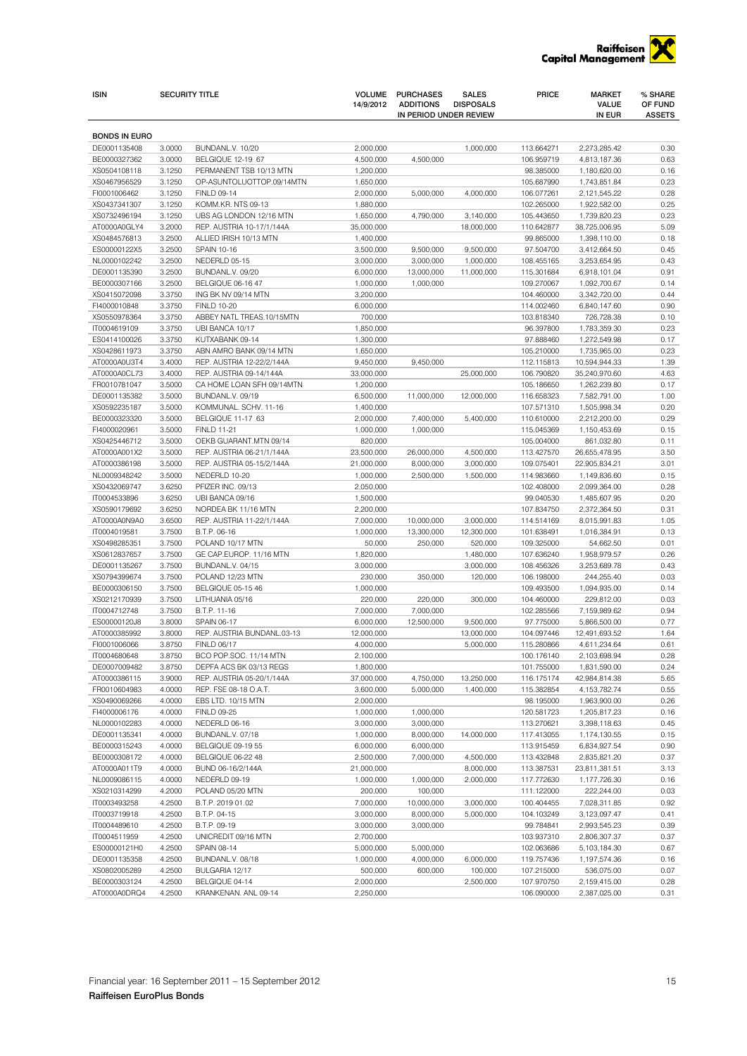| ISIN | SECURITY TITLE | | VOLUME 14/9/2012 | PURCHASES ADDITIONS | SALES DISPOSALS | PRICE | MARKET VALUE IN EUR | % SHARE OF FUND ASSETS |
|---|---|---|---|---|---|---|---|---|
| | | | | IN PERIOD UNDER REVIEW | | | | |
| **BONDS IN EURO** | | | | | | | | |
| DE0001135408 | 3.0000 | BUNDANL.V. 10/20 | 2,000,000 | | 1,000,000 | 113.664271 | 2,273,285.42 | 0.30 |
| BE0000327362 | 3.0000 | BELGIQUE 12-19 67 | 4,500,000 | 4,500,000 | | 106.959719 | 4,813,187.36 | 0.63 |
| XS0504108118 | 3.1250 | PERMANENT TSB 10/13 MTN | 1,200,000 | | | 98.385000 | 1,180,620.00 | 0.16 |
| XS0467956529 | 3.1250 | OP-ASUNTOLUOTTOP.09/14MTN | 1,650,000 | | | 105.687990 | 1,743,851.84 | 0.23 |
| FI0001006462 | 3.1250 | FINLD 09-14 | 2,000,000 | 5,000,000 | 4,000,000 | 106.077261 | 2,121,545.22 | 0.28 |
| XS0437341307 | 3.1250 | KOMM.KR. NTS 09-13 | 1,880,000 | | | 102.265000 | 1,922,582.00 | 0.25 |
| XS0732496194 | 3.1250 | UBS AG LONDON 12/16 MTN | 1,650,000 | 4,790,000 | 3,140,000 | 105.443650 | 1,739,820.23 | 0.23 |
| AT0000A0GLY4 | 3.2000 | REP. AUSTRIA 10-17/1/144A | 35,000,000 | | 18,000,000 | 110.642877 | 38,725,006.95 | 5.09 |
| XS0484576813 | 3.2500 | ALLIED IRISH 10/13 MTN | 1,400,000 | | | 99.865000 | 1,398,110.00 | 0.18 |
| ES00000122X5 | 3.2500 | SPAIN 10-16 | 3,500,000 | 9,500,000 | 9,500,000 | 97.504700 | 3,412,664.50 | 0.45 |
| NL0000102242 | 3.2500 | NEDERLD 05-15 | 3,000,000 | 3,000,000 | 1,000,000 | 108.455165 | 3,253,654.95 | 0.43 |
| DE0001135390 | 3.2500 | BUNDANL.V. 09/20 | 6,000,000 | 13,000,000 | 11,000,000 | 115.301684 | 6,918,101.04 | 0.91 |
| BE0000307166 | 3.2500 | BELGIQUE 06-16 47 | 1,000,000 | 1,000,000 | | 109.270067 | 1,092,700.67 | 0.14 |
| XS0415072098 | 3.3750 | ING BK NV 09/14 MTN | 3,200,000 | | | 104.460000 | 3,342,720.00 | 0.44 |
| FI4000010848 | 3.3750 | FINLD 10-20 | 6,000,000 | | | 114.002460 | 6,840,147.60 | 0.90 |
| XS0550978364 | 3.3750 | ABBEY NATL TREAS.10/15MTN | 700,000 | | | 103.818340 | 726,728.38 | 0.10 |
| IT0004619109 | 3.3750 | UBI BANCA 10/17 | 1,850,000 | | | 96.397800 | 1,783,359.30 | 0.23 |
| ES0414100026 | 3.3750 | KUTXABANK 09-14 | 1,300,000 | | | 97.888460 | 1,272,549.98 | 0.17 |
| XS0428611973 | 3.3750 | ABN AMRO BANK 09/14 MTN | 1,650,000 | | | 105.210000 | 1,735,965.00 | 0.23 |
| AT0000A0U3T4 | 3.4000 | REP. AUSTRIA 12-22/2/144A | 9,450,000 | 9,450,000 | | 112.115813 | 10,594,944.33 | 1.39 |
| AT0000A0CL73 | 3.4000 | REP. AUSTRIA 09-14/144A | 33,000,000 | | 25,000,000 | 106.790820 | 35,240,970.60 | 4.63 |
| FR0010781047 | 3.5000 | CA HOME LOAN SFH 09/14MTN | 1,200,000 | | | 105.186650 | 1,262,239.80 | 0.17 |
| DE0001135382 | 3.5000 | BUNDANL.V. 09/19 | 6,500,000 | 11,000,000 | 12,000,000 | 116.658323 | 7,582,791.00 | 1.00 |
| XS0592235187 | 3.5000 | KOMMUNAL. SCHV. 11-16 | 1,400,000 | | | 107.571310 | 1,505,998.34 | 0.20 |
| BE0000323320 | 3.5000 | BELGIQUE 11-17 63 | 2,000,000 | 7,400,000 | 5,400,000 | 110.610000 | 2,212,200.00 | 0.29 |
| FI4000020961 | 3.5000 | FINLD 11-21 | 1,000,000 | 1,000,000 | | 115.045369 | 1,150,453.69 | 0.15 |
| XS0425446712 | 3.5000 | OEKB GUARANT.MTN 09/14 | 820,000 | | | 105.004000 | 861,032.80 | 0.11 |
| AT0000A001X2 | 3.5000 | REP. AUSTRIA 06-21/1/144A | 23,500,000 | 26,000,000 | 4,500,000 | 113.427570 | 26,655,478.95 | 3.50 |
| AT0000386198 | 3.5000 | REP. AUSTRIA 05-15/2/144A | 21,000,000 | 8,000,000 | 3,000,000 | 109.075401 | 22,905,834.21 | 3.01 |
| NL0009348242 | 3.5000 | NEDERLD 10-20 | 1,000,000 | 2,500,000 | 1,500,000 | 114.983660 | 1,149,836.60 | 0.15 |
| XS0432069747 | 3.6250 | PFIZER INC. 09/13 | 2,050,000 | | | 102.408000 | 2,099,364.00 | 0.28 |
| IT0004533896 | 3.6250 | UBI BANCA 09/16 | 1,500,000 | | | 99.040530 | 1,485,607.95 | 0.20 |
| XS0590179692 | 3.6250 | NORDEA BK 11/16 MTN | 2,200,000 | | | 107.834750 | 2,372,364.50 | 0.31 |
| AT0000A0N9A0 | 3.6500 | REP. AUSTRIA 11-22/1/144A | 7,000,000 | 10,000,000 | 3,000,000 | 114.514169 | 8,015,991.83 | 1.05 |
| IT0004019581 | 3.7500 | B.T.P. 06-16 | 1,000,000 | 13,300,000 | 12,300,000 | 101.638491 | 1,016,384.91 | 0.13 |
| XS0498285351 | 3.7500 | POLAND 10/17 MTN | 50,000 | 250,000 | 520,000 | 109.325000 | 54,662.50 | 0.01 |
| XS0612837657 | 3.7500 | GE CAP.EUROP. 11/16 MTN | 1,820,000 | | 1,480,000 | 107.636240 | 1,958,979.57 | 0.26 |
| DE0001135267 | 3.7500 | BUNDANL.V. 04/15 | 3,000,000 | | 3,000,000 | 108.456326 | 3,253,689.78 | 0.43 |
| XS0794399674 | 3.7500 | POLAND 12/23 MTN | 230,000 | 350,000 | 120,000 | 106.198000 | 244,255.40 | 0.03 |
| BE0000306150 | 3.7500 | BELGIQUE 05-15 46 | 1,000,000 | | | 109.493500 | 1,094,935.00 | 0.14 |
| XS0212170939 | 3.7500 | LITHUANIA 05/16 | 220,000 | 220,000 | 300,000 | 104.460000 | 229,812.00 | 0.03 |
| IT0004712748 | 3.7500 | B.T.P. 11-16 | 7,000,000 | 7,000,000 | | 102.285566 | 7,159,989.62 | 0.94 |
| ES00000120J8 | 3.8000 | SPAIN 06-17 | 6,000,000 | 12,500,000 | 9,500,000 | 97.775000 | 5,866,500.00 | 0.77 |
| AT0000385992 | 3.8000 | REP. AUSTRIA BUNDANL.03-13 | 12,000,000 | | 13,000,000 | 104.097446 | 12,491,693.52 | 1.64 |
| FI0001006066 | 3.8750 | FINLD 06/17 | 4,000,000 | | 5,000,000 | 115.280866 | 4,611,234.64 | 0.61 |
| IT0004680648 | 3.8750 | BCO POP.SOC. 11/14 MTN | 2,100,000 | | | 100.176140 | 2,103,698.94 | 0.28 |
| DE0007009482 | 3.8750 | DEPFA ACS BK 03/13 REGS | 1,800,000 | | | 101.755000 | 1,831,590.00 | 0.24 |
| AT0000386115 | 3.9000 | REP. AUSTRIA 05-20/1/144A | 37,000,000 | 4,750,000 | 13,250,000 | 116.175174 | 42,984,814.38 | 5.65 |
| FR0010604983 | 4.0000 | REP. FSE 08-18 O.A.T. | 3,600,000 | 5,000,000 | 1,400,000 | 115.382854 | 4,153,782.74 | 0.55 |
| XS0490069266 | 4.0000 | EBS LTD. 10/15 MTN | 2,000,000 | | | 98.195000 | 1,963,900.00 | 0.26 |
| FI4000006176 | 4.0000 | FINLD 09-25 | 1,000,000 | 1,000,000 | | 120.581723 | 1,205,817.23 | 0.16 |
| NL0000102283 | 4.0000 | NEDERLD 06-16 | 3,000,000 | 3,000,000 | | 113.270621 | 3,398,118.63 | 0.45 |
| DE0001135341 | 4.0000 | BUNDANL.V. 07/18 | 1,000,000 | 8,000,000 | 14,000,000 | 117.413055 | 1,174,130.55 | 0.15 |
| BE0000315243 | 4.0000 | BELGIQUE 09-19 55 | 6,000,000 | 6,000,000 | | 113.915459 | 6,834,927.54 | 0.90 |
| BE0000308172 | 4.0000 | BELGIQUE 06-22 48 | 2,500,000 | 7,000,000 | 4,500,000 | 113.432848 | 2,835,821.20 | 0.37 |
| AT0000A011T9 | 4.0000 | BUND 06-16/2/144A | 21,000,000 | | 8,000,000 | 113.387531 | 23,811,381.51 | 3.13 |
| NL0009086115 | 4.0000 | NEDERLD 09-19 | 1,000,000 | 1,000,000 | 2,000,000 | 117.772630 | 1,177,726.30 | 0.16 |
| XS0210314299 | 4.2000 | POLAND 05/20 MTN | 200,000 | 100,000 | | 111.122000 | 222,244.00 | 0.03 |
| IT0003493258 | 4.2500 | B.T.P. 2019 01.02 | 7,000,000 | 10,000,000 | 3,000,000 | 100.404455 | 7,028,311.85 | 0.92 |
| IT0003719918 | 4.2500 | B.T.P. 04-15 | 3,000,000 | 8,000,000 | 5,000,000 | 104.103249 | 3,123,097.47 | 0.41 |
| IT0004489610 | 4.2500 | B.T.P. 09-19 | 3,000,000 | 3,000,000 | | 99.784841 | 2,993,545.23 | 0.39 |
| IT0004511959 | 4.2500 | UNICREDIT 09/16 MTN | 2,700,000 | | | 103.937310 | 2,806,307.37 | 0.37 |
| ES00000121H0 | 4.2500 | SPAIN 08-14 | 5,000,000 | 5,000,000 | | 102.063686 | 5,103,184.30 | 0.67 |
| DE0001135358 | 4.2500 | BUNDANL.V. 08/18 | 1,000,000 | 4,000,000 | 6,000,000 | 119.757436 | 1,197,574.36 | 0.16 |
| XS0802005289 | 4.2500 | BULGARIA 12/17 | 500,000 | 600,000 | 100,000 | 107.215000 | 536,075.00 | 0.07 |
| BE0000303124 | 4.2500 | BELGIQUE 04-14 | 2,000,000 | | 2,500,000 | 107.970750 | 2,159,415.00 | 0.28 |
| AT0000A0DRQ4 | 4.2500 | KRANKENAN. ANL 09-14 | 2,250,000 | | | 106.090000 | 2,387,025.00 | 0.31 |

Financial year: 16 September 2011 – 15 September 2012

**Raiffeisen EuroPlus Bonds**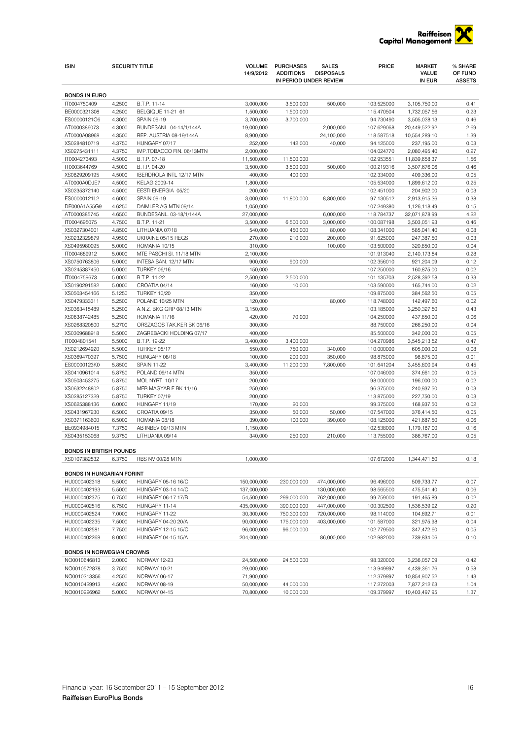| ISIN | | SECURITY TITLE | VOLUME 14/9/2012 | PURCHASES ADDITIONS | SALES DISPOSALS | PRICE | MARKET VALUE IN EUR | % SHARE OF FUND ASSETS |
|---|---|---|---|---|---|---|---|---|
| | | | | IN PERIOD UNDER REVIEW | | | | |
| **BONDS IN EURO** | | | | | | | | |
| IT0004750409 | 4.2500 | B.T.P. 11-14 | 3,000,000 | 3,500,000 | 500,000 | 103.525000 | 3,105,750.00 | 0.41 |
| BE0000321308 | 4.2500 | BELGIQUE 11-21 61 | 1,500,000 | 1,500,000 | | 115.470504 | 1,732,057.56 | 0.23 |
| ES00000121O6 | 4.3000 | SPAIN 09-19 | 3,700,000 | 3,700,000 | | 94.730490 | 3,505,028.13 | 0.46 |
| AT0000386073 | 4.3000 | BUNDESANL. 04-14/1/144A | 19,000,000 | | 2,000,000 | 107.629068 | 20,449,522.92 | 2.69 |
| AT0000A08968 | 4.3500 | REP. AUSTRIA 08-19/144A | 8,900,000 | | 24,100,000 | 118.587518 | 10,554,289.10 | 1.39 |
| XS0284810719 | 4.3750 | HUNGARY 07/17 | 252,000 | 142,000 | 40,000 | 94.125000 | 237,195.00 | 0.03 |
| XS0275431111 | 4.3750 | IMP.TOBACCO FIN. 06/13MTN | 2,000,000 | | | 104.024770 | 2,080,495.40 | 0.27 |
| IT0004273493 | 4.5000 | B.T.P. 07-18 | 11,500,000 | 11,500,000 | | 102.953551 | 11,839,658.37 | 1.56 |
| IT0003644769 | 4.5000 | B.T.P. 04-20 | 3,500,000 | 3,500,000 | 500,000 | 100.219316 | 3,507,676.06 | 0.46 |
| XS0829209195 | 4.5000 | IBERDROLA INTL 12/17 MTN | 400,000 | 400,000 | | 102.334000 | 409,336.00 | 0.05 |
| AT0000A0DJE7 | 4.5000 | KELAG 2009-14 | 1,800,000 | | | 105.534000 | 1,899,612.00 | 0.25 |
| XS0235372140 | 4.5000 | EESTI ENERGIA 05/20 | 200,000 | | | 102.451000 | 204,902.00 | 0.03 |
| ES00000121L2 | 4.6000 | SPAIN 09-19 | 3,000,000 | 11,800,000 | 8,800,000 | 97.130512 | 2,913,915.36 | 0.38 |
| DE000A1A55G9 | 4.6250 | DAIMLER AG.MTN 09/14 | 1,050,000 | | | 107.249380 | 1,126,118.49 | 0.15 |
| AT0000385745 | 4.6500 | BUNDESANL. 03-18/1/144A | 27,000,000 | | 6,000,000 | 118.784737 | 32,071,878.99 | 4.22 |
| IT0004695075 | 4.7500 | B.T.P. 11-21 | 3,500,000 | 6,500,000 | 3,000,000 | 100.087198 | 3,503,051.93 | 0.46 |
| XS0327304001 | 4.8500 | LITHUANIA 07/18 | 540,000 | 450,000 | 80,000 | 108.341000 | 585,041.40 | 0.08 |
| XS0232329879 | 4.9500 | UKRAINE 05/15 REGS | 270,000 | 210,000 | 200,000 | 91.625000 | 247,387.50 | 0.03 |
| XS0495980095 | 5.0000 | ROMANIA 10/15 | 310,000 | | 100,000 | 103.500000 | 320,850.00 | 0.04 |
| IT0004689912 | 5.0000 | MTE PASCHI SI. 11/18 MTN | 2,100,000 | | | 101.913040 | 2,140,173.84 | 0.28 |
| XS0750763806 | 5.0000 | INTESA SAN. 12/17 MTN | 900,000 | 900,000 | | 102.356010 | 921,204.09 | 0.12 |
| XS0245387450 | 5.0000 | TURKEY 06/16 | 150,000 | | | 107.250000 | 160,875.00 | 0.02 |
| IT0004759673 | 5.0000 | B.T.P. 11-22 | 2,500,000 | 2,500,000 | | 101.135703 | 2,528,392.58 | 0.33 |
| XS0190291582 | 5.0000 | CROATIA 04/14 | 160,000 | 10,000 | | 103.590000 | 165,744.00 | 0.02 |
| XS0503454166 | 5.1250 | TURKEY 10/20 | 350,000 | | | 109.875000 | 384,562.50 | 0.05 |
| XS0479333311 | 5.2500 | POLAND 10/25 MTN | 120,000 | | 80,000 | 118.748000 | 142,497.60 | 0.02 |
| XS0363415489 | 5.2500 | A.N.Z. BKG GRP 08/13 MTN | 3,150,000 | | | 103.185000 | 3,250,327.50 | 0.43 |
| XS0638742485 | 5.2500 | ROMANIA 11/16 | 420,000 | 70,000 | | 104.250000 | 437,850.00 | 0.06 |
| XS0268320800 | 5.2700 | ORSZAGOS TAK.KER BK 06/16 | 300,000 | | | 88.750000 | 266,250.00 | 0.04 |
| XS0309688918 | 5.5000 | ZAGREBACKI HOLDING 07/17 | 400,000 | | | 85.500000 | 342,000.00 | 0.05 |
| IT0004801541 | 5.5000 | B.T.P. 12-22 | 3,400,000 | 3,400,000 | | 104.270986 | 3,545,213.52 | 0.47 |
| XS0212694920 | 5.5000 | TURKEY 05/17 | 550,000 | 750,000 | 340,000 | 110.000000 | 605,000.00 | 0.08 |
| XS0369470397 | 5.7500 | HUNGARY 08/18 | 100,000 | 200,000 | 350,000 | 98.875000 | 98,875.00 | 0.01 |
| ES00000123K0 | 5.8500 | SPAIN 11-22 | 3,400,000 | 11,200,000 | 7,800,000 | 101.641204 | 3,455,800.94 | 0.45 |
| XS0410961014 | 5.8750 | POLAND 09/14 MTN | 350,000 | | | 107.046000 | 374,661.00 | 0.05 |
| XS0503453275 | 5.8750 | MOL NYRT. 10/17 | 200,000 | | | 98.000000 | 196,000.00 | 0.02 |
| XS0632248802 | 5.8750 | MFB MAGYAR F.BK 11/16 | 250,000 | | | 96.375000 | 240,937.50 | 0.03 |
| XS0285127329 | 5.8750 | TURKEY 07/19 | 200,000 | | | 113.875000 | 227,750.00 | 0.03 |
| XS0625388136 | 6.0000 | HUNGARY 11/19 | 170,000 | 20,000 | | 99.375000 | 168,937.50 | 0.02 |
| XS0431967230 | 6.5000 | CROATIA 09/15 | 350,000 | 50,000 | 50,000 | 107.547000 | 376,414.50 | 0.05 |
| XS0371163600 | 6.5000 | ROMANIA 08/18 | 390,000 | 100,000 | 390,000 | 108.125000 | 421,687.50 | 0.06 |
| BE0934984015 | 7.3750 | AB INBEV 09/13 MTN | 1,150,000 | | | 102.538000 | 1,179,187.00 | 0.16 |
| XS0435153068 | 9.3750 | LITHUANIA 09/14 | 340,000 | 250,000 | 210,000 | 113.755000 | 386,767.00 | 0.05 |
| **BONDS IN BRITISH POUNDS** | | | | | | | | |
| XS0107382532 | 6.3750 | RBS NV 00/28 MTN | 1,000,000 | | | 107.672000 | 1,344,471.50 | 0.18 |
| **BONDS IN HUNGARIAN FORINT** | | | | | | | | |
| HU0000402318 | 5.5000 | HUNGARY 05-16 16/C | 150,000,000 | 230,000,000 | 474,000,000 | 96.496000 | 509,733.77 | 0.07 |
| HU0000402193 | 5.5000 | HUNGARY 03-14 14/C | 137,000,000 | | 130,000,000 | 98.565500 | 475,541.40 | 0.06 |
| HU0000402375 | 6.7500 | HUNGARY 06-17 17/B | 54,500,000 | 299,000,000 | 762,000,000 | 99.759000 | 191,465.89 | 0.02 |
| HU0000402516 | 6.7500 | HUNGARY 11-14 | 435,000,000 | 390,000,000 | 447,000,000 | 100.302500 | 1,536,539.92 | 0.20 |
| HU0000402524 | 7.0000 | HUNGARY 11-22 | 30,300,000 | 750,300,000 | 720,000,000 | 98.114000 | 104,692.71 | 0.01 |
| HU0000402235 | 7.5000 | HUNGARY 04-20 20/A | 90,000,000 | 175,000,000 | 403,000,000 | 101.587000 | 321,975.98 | 0.04 |
| HU0000402581 | 7.7500 | HUNGARY 12-15 15/C | 96,000,000 | 96,000,000 | | 102.779500 | 347,472.60 | 0.05 |
| HU0000402268 | 8.0000 | HUNGARY 04-15 15/A | 204,000,000 | | 86,000,000 | 102.982000 | 739,834.06 | 0.10 |
| **BONDS IN NORWEGIAN CROWNS** | | | | | | | | |
| NO0010646813 | 2.0000 | NORWAY 12-23 | 24,500,000 | 24,500,000 | | 98.320000 | 3,236,057.09 | 0.42 |
| NO0010572878 | 3.7500 | NORWAY 10-21 | 29,000,000 | | | 113.949997 | 4,439,361.76 | 0.58 |
| NO0010313356 | 4.2500 | NORWAY 06-17 | 71,900,000 | | | 112.379997 | 10,854,907.52 | 1.43 |
| NO0010429913 | 4.5000 | NORWAY 08-19 | 50,000,000 | 44,000,000 | | 117.272003 | 7,877,212.63 | 1.04 |
| NO0010226962 | 5.0000 | NORWAY 04-15 | 70,800,000 | 10,000,000 | | 109.379997 | 10,403,497.95 | 1.37 |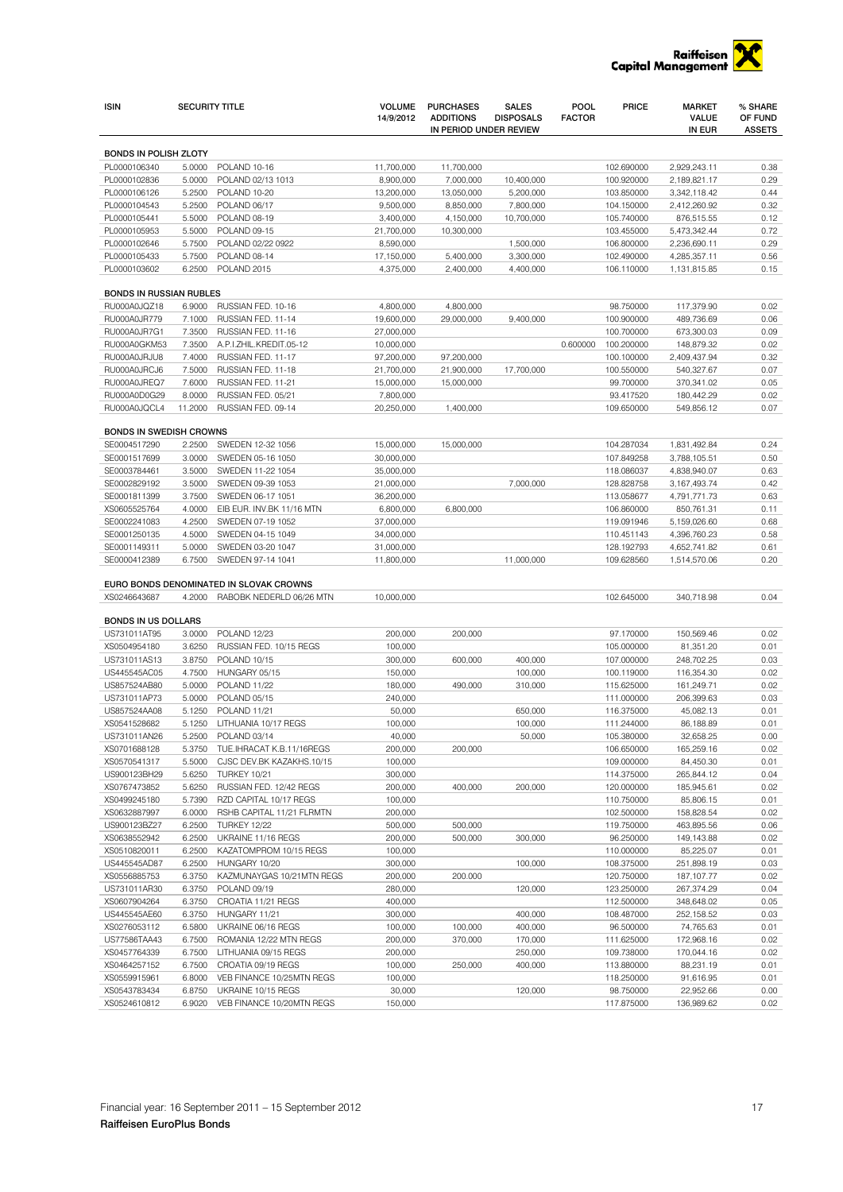| ISIN | SECURITY TITLE | | VOLUME 14/9/2012 | PURCHASES ADDITIONS | SALES DISPOSALS | POOL FACTOR | PRICE | MARKET VALUE IN EUR | % SHARE OF FUND ASSETS |
|---|---|---|---|---|---|---|---|---|---|
| | | | | IN PERIOD UNDER REVIEW | | | | | |
| **BONDS IN POLISH ZLOTY** | | | | | | | | | |
| PL0000106340 | 5.0000 | POLAND 10-16 | 11,700,000 | 11,700,000 | | | 102.690000 | 2,929,243.11 | 0.38 |
| PL0000102836 | 5.0000 | POLAND 02/13 1013 | 8,900,000 | 7,000,000 | 10,400,000 | | 100.920000 | 2,189,821.17 | 0.29 |
| PL0000106126 | 5.2500 | POLAND 10-20 | 13,200,000 | 13,050,000 | 5,200,000 | | 103.850000 | 3,342,118.42 | 0.44 |
| PL0000104543 | 5.2500 | POLAND 06/17 | 9,500,000 | 8,850,000 | 7,800,000 | | 104.150000 | 2,412,260.92 | 0.32 |
| PL0000105441 | 5.5000 | POLAND 08-19 | 3,400,000 | 4,150,000 | 10,700,000 | | 105.740000 | 876,515.55 | 0.12 |
| PL0000105953 | 5.5000 | POLAND 09-15 | 21,700,000 | 10,300,000 | | | 103.455000 | 5,473,342.44 | 0.72 |
| PL0000102646 | 5.7500 | POLAND 02/22 0922 | 8,590,000 | | 1,500,000 | | 106.800000 | 2,236,690.11 | 0.29 |
| PL0000105433 | 5.7500 | POLAND 08-14 | 17,150,000 | 5,400,000 | 3,300,000 | | 102.490000 | 4,285,357.11 | 0.56 |
| PL0000103602 | 6.2500 | POLAND 2015 | 4,375,000 | 2,400,000 | 4,400,000 | | 106.110000 | 1,131,815.85 | 0.15 |
| **BONDS IN RUSSIAN RUBLES** | | | | | | | | | |
| RU000A0JQZ18 | 6.9000 | RUSSIAN FED. 10-16 | 4,800,000 | 4,800,000 | | | 98.750000 | 117,379.90 | 0.02 |
| RU000A0JR779 | 7.1000 | RUSSIAN FED. 11-14 | 19,600,000 | 29,000,000 | 9,400,000 | | 100.900000 | 489,736.69 | 0.06 |
| RU000A0JR7G1 | 7.3500 | RUSSIAN FED. 11-16 | 27,000,000 | | | | 100.700000 | 673,300.03 | 0.09 |
| RU000A0GKM53 | 7.3500 | A.P.I.ZHIL.KREDIT.05-12 | 10,000,000 | | | 0.600000 | 100.200000 | 148,879.32 | 0.02 |
| RU000A0JRJU8 | 7.4000 | RUSSIAN FED. 11-17 | 97,200,000 | 97,200,000 | | | 100.100000 | 2,409,437.94 | 0.32 |
| RU000A0JRCJ6 | 7.5000 | RUSSIAN FED. 11-18 | 21,700,000 | 21,900,000 | 17,700,000 | | 100.550000 | 540,327.67 | 0.07 |
| RU000A0JREQ7 | 7.6000 | RUSSIAN FED. 11-21 | 15,000,000 | 15,000,000 | | | 99.700000 | 370,341.02 | 0.05 |
| RU000A0D0G29 | 8.0000 | RUSSIAN FED. 05/21 | 7,800,000 | | | | 93.417520 | 180,442.29 | 0.02 |
| RU000A0JQCL4 | 11.2000 | RUSSIAN FED. 09-14 | 20,250,000 | 1,400,000 | | | 109.650000 | 549,856.12 | 0.07 |
| **BONDS IN SWEDISH CROWNS** | | | | | | | | | |
| SE0004517290 | 2.2500 | SWEDEN 12-32 1056 | 15,000,000 | 15,000,000 | | | 104.287034 | 1,831,492.84 | 0.24 |
| SE0001517699 | 3.0000 | SWEDEN 05-16 1050 | 30,000,000 | | | | 107.849258 | 3,788,105.51 | 0.50 |
| SE0003784461 | 3.5000 | SWEDEN 11-22 1054 | 35,000,000 | | | | 118.086037 | 4,838,940.07 | 0.63 |
| SE0002829192 | 3.5000 | SWEDEN 09-39 1053 | 21,000,000 | | 7,000,000 | | 128.828758 | 3,167,493.74 | 0.42 |
| SE0001811399 | 3.7500 | SWEDEN 06-17 1051 | 36,200,000 | | | | 113.058677 | 4,791,771.73 | 0.63 |
| XS0605525764 | 4.0000 | EIB EUR. INV.BK 11/16 MTN | 6,800,000 | 6,800,000 | | | 106.860000 | 850,761.31 | 0.11 |
| SE0002241083 | 4.2500 | SWEDEN 07-19 1052 | 37,000,000 | | | | 119.091946 | 5,159,026.60 | 0.68 |
| SE0001250135 | 4.5000 | SWEDEN 04-15 1049 | 34,000,000 | | | | 110.451143 | 4,396,760.23 | 0.58 |
| SE0001149311 | 5.0000 | SWEDEN 03-20 1047 | 31,000,000 | | | | 128.192793 | 4,652,741.82 | 0.61 |
| SE0000412389 | 6.7500 | SWEDEN 97-14 1041 | 11,800,000 | | 11,000,000 | | 109.628560 | 1,514,570.06 | 0.20 |
| **EURO BONDS DENOMINATED IN SLOVAK CROWNS** | | | | | | | | | |
| XS0246643687 | 4.2000 | RABOBK NEDERLD 06/26 MTN | 10,000,000 | | | | 102.645000 | 340,718.98 | 0.04 |
| **BONDS IN US DOLLARS** | | | | | | | | | |
| US731011AT95 | 3.0000 | POLAND 12/23 | 200,000 | 200,000 | | | 97.170000 | 150,569.46 | 0.02 |
| XS0504954180 | 3.6250 | RUSSIAN FED. 10/15 REGS | 100,000 | | | | 105.000000 | 81,351.20 | 0.01 |
| US731011AS13 | 3.8750 | POLAND 10/15 | 300,000 | 600,000 | 400,000 | | 107.000000 | 248,702.25 | 0.03 |
| US445545AC05 | 4.7500 | HUNGARY 05/15 | 150,000 | | 100,000 | | 100.119000 | 116,354.30 | 0.02 |
| US857524AB80 | 5.0000 | POLAND 11/22 | 180,000 | 490,000 | 310,000 | | 115.625000 | 161,249.71 | 0.02 |
| US731011AP73 | 5.0000 | POLAND 05/15 | 240,000 | | | | 111.000000 | 206,399.63 | 0.03 |
| US857524AA08 | 5.1250 | POLAND 11/21 | 50,000 | | 650,000 | | 116.375000 | 45,082.13 | 0.01 |
| XS0541528682 | 5.1250 | LITHUANIA 10/17 REGS | 100,000 | | 100,000 | | 111.244000 | 86,188.89 | 0.01 |
| US731011AN26 | 5.2500 | POLAND 03/14 | 40,000 | | 50,000 | | 105.380000 | 32,658.25 | 0.00 |
| XS0701688128 | 5.3750 | TUE.IHRACAT K.B.11/16REGS | 200,000 | 200,000 | | | 106.650000 | 165,259.16 | 0.02 |
| XS0570541317 | 5.5000 | CJSC DEV.BK KAZAKHS.10/15 | 100,000 | | | | 109.000000 | 84,450.30 | 0.01 |
| US900123BH29 | 5.6250 | TURKEY 10/21 | 300,000 | | | | 114.375000 | 265,844.12 | 0.04 |
| XS0767473852 | 5.6250 | RUSSIAN FED. 12/42 REGS | 200,000 | 400,000 | 200,000 | | 120.000000 | 185,945.61 | 0.02 |
| XS0499245180 | 5.7390 | RZD CAPITAL 10/17 REGS | 100,000 | | | | 110.750000 | 85,806.15 | 0.01 |
| XS0632887997 | 6.0000 | RSHB CAPITAL 11/21 FLRMTN | 200,000 | | | | 102.500000 | 158,828.54 | 0.02 |
| US900123BZ27 | 6.2500 | TURKEY 12/22 | 500,000 | 500,000 | | | 119.750000 | 463,895.56 | 0.06 |
| XS0638552942 | 6.2500 | UKRAINE 11/16 REGS | 200,000 | 500,000 | 300,000 | | 96.250000 | 149,143.88 | 0.02 |
| XS0510820011 | 6.2500 | KAZATOMPROM 10/15 REGS | 100,000 | | | | 110.000000 | 85,225.07 | 0.01 |
| US445545AD87 | 6.2500 | HUNGARY 10/20 | 300,000 | | 100,000 | | 108.375000 | 251,898.19 | 0.03 |
| XS0556885753 | 6.3750 | KAZMUNAYGAS 10/21MTN REGS | 200,000 | 200,000 | | | 120.750000 | 187,107.77 | 0.02 |
| US731011AR30 | 6.3750 | POLAND 09/19 | 280,000 | | 120,000 | | 123.250000 | 267,374.29 | 0.04 |
| XS0607904264 | 6.3750 | CROATIA 11/21 REGS | 400,000 | | | | 112.500000 | 348,648.02 | 0.05 |
| US445545AE60 | 6.3750 | HUNGARY 11/21 | 300,000 | | 400,000 | | 108.487000 | 252,158.52 | 0.03 |
| XS0276053112 | 6.5800 | UKRAINE 06/16 REGS | 100,000 | 100,000 | 400,000 | | 96.500000 | 74,765.63 | 0.01 |
| US77586TAA43 | 6.7500 | ROMANIA 12/22 MTN REGS | 200,000 | 370,000 | 170,000 | | 111.625000 | 172,968.16 | 0.02 |
| XS0457764339 | 6.7500 | LITHUANIA 09/15 REGS | 200,000 | | 250,000 | | 109.738000 | 170,044.16 | 0.02 |
| XS0464257152 | 6.7500 | CROATIA 09/19 REGS | 100,000 | 250,000 | 400,000 | | 113.880000 | 88,231.19 | 0.01 |
| XS0559915961 | 6.8000 | VEB FINANCE 10/25MTN REGS | 100,000 | | | | 118.250000 | 91,616.95 | 0.01 |
| XS0543783434 | 6.8750 | UKRAINE 10/15 REGS | 30,000 | | 120,000 | | 98.750000 | 22,952.66 | 0.00 |
| XS0524610812 | 6.9020 | VEB FINANCE 10/20MTN REGS | 150,000 | | | | 117.875000 | 136,989.62 | 0.02 |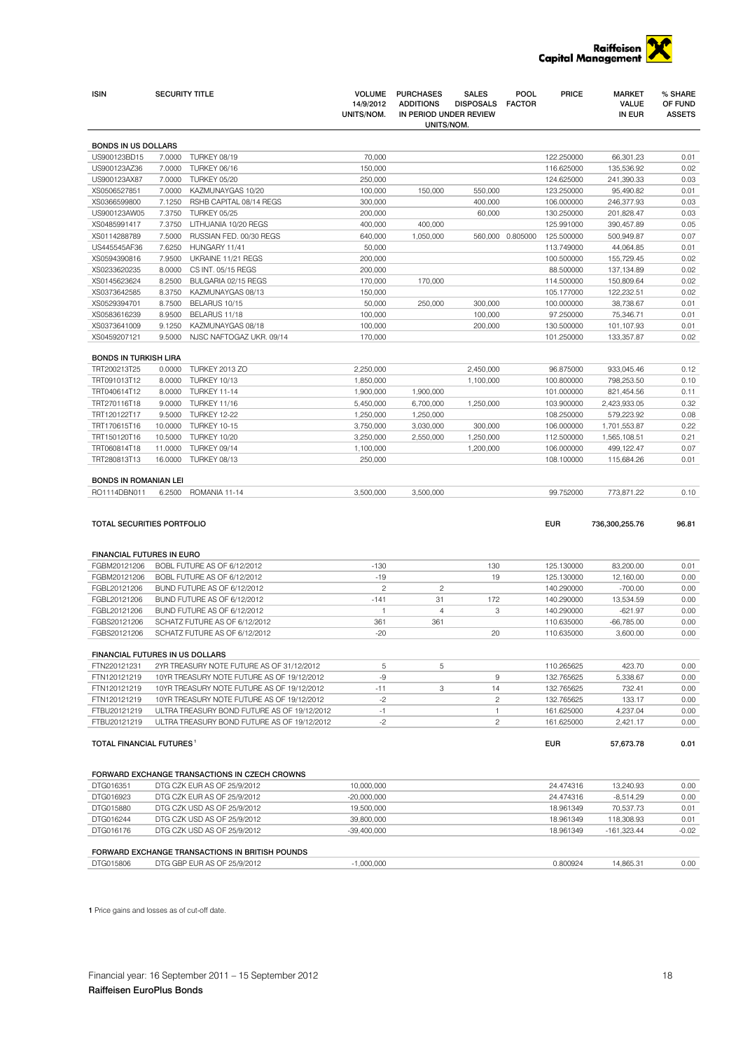| ISIN | | SECURITY TITLE | VOLUME 14/9/2012 UNITS/NOM. | PURCHASES ADDITIONS IN PERIOD UNDER REVIEW UNITS/NOM. | SALES DISPOSALS | POOL FACTOR | PRICE | MARKET VALUE IN EUR | % SHARE OF FUND ASSETS |
|---|---|---|---|---|---|---|---|---|---|
| **BONDS IN US DOLLARS** | | | | | | | | | |
| US900123BD15 | 7.0000 | TURKEY 08/19 | 70,000 | | | | 122.250000 | 66,301.23 | 0.01 |
| US900123AZ36 | 7.0000 | TURKEY 06/16 | 150,000 | | | | 116.625000 | 135,536.92 | 0.02 |
| US900123AX87 | 7.0000 | TURKEY 05/20 | 250,000 | | | | 124.625000 | 241,390.33 | 0.03 |
| XS0506527851 | 7.0000 | KAZMUNAYGAS 10/20 | 100,000 | 150,000 | 550,000 | | 123.250000 | 95,490.82 | 0.01 |
| XS0366599800 | 7.1250 | RSHB CAPITAL 08/14 REGS | 300,000 | | 400,000 | | 106.000000 | 246,377.93 | 0.03 |
| US900123AW05 | 7.3750 | TURKEY 05/25 | 200,000 | | 60,000 | | 130.250000 | 201,828.47 | 0.03 |
| XS0485991417 | 7.3750 | LITHUANIA 10/20 REGS | 400,000 | 400,000 | | | 125.991000 | 390,457.89 | 0.05 |
| XS0114288789 | 7.5000 | RUSSIAN FED. 00/30 REGS | 640,000 | 1,050,000 | 560,000 | 0.805000 | 125.500000 | 500,949.87 | 0.07 |
| US445545AF36 | 7.6250 | HUNGARY 11/41 | 50,000 | | | | 113.749000 | 44,064.85 | 0.01 |
| XS0594390816 | 7.9500 | UKRAINE 11/21 REGS | 200,000 | | | | 100.500000 | 155,729.45 | 0.02 |
| XS0233620235 | 8.0000 | CS INT. 05/15 REGS | 200,000 | | | | 88.500000 | 137,134.89 | 0.02 |
| XS0145623624 | 8.2500 | BULGARIA 02/15 REGS | 170,000 | 170,000 | | | 114.500000 | 150,809.64 | 0.02 |
| XS0373642585 | 8.3750 | KAZMUNAYGAS 08/13 | 150,000 | | | | 105.177000 | 122,232.51 | 0.02 |
| XS0529394701 | 8.7500 | BELARUS 10/15 | 50,000 | 250,000 | 300,000 | | 100.000000 | 38,738.67 | 0.01 |
| XS0583616239 | 8.9500 | BELARUS 11/18 | 100,000 | | 100,000 | | 97.250000 | 75,346.71 | 0.01 |
| XS0373641009 | 9.1250 | KAZMUNAYGAS 08/18 | 100,000 | | 200,000 | | 130.500000 | 101,107.93 | 0.01 |
| XS0459207121 | 9.5000 | NJSC NAFTOGAZ UKR. 09/14 | 170,000 | | | | 101.250000 | 133,357.87 | 0.02 |
| **BONDS IN TURKISH LIRA** | | | | | | | | | |
| TRT200213T25 | 0.0000 | TURKEY 2013 ZO | 2,250,000 | | 2,450,000 | | 96.875000 | 933,045.46 | 0.12 |
| TRT091013T12 | 8.0000 | TURKEY 10/13 | 1,850,000 | | 1,100,000 | | 100.800000 | 798,253.50 | 0.10 |
| TRT040614T12 | 8.0000 | TURKEY 11-14 | 1,900,000 | 1,900,000 | | | 101.000000 | 821,454.56 | 0.11 |
| TRT270116T18 | 9.0000 | TURKEY 11/16 | 5,450,000 | 6,700,000 | 1,250,000 | | 103.900000 | 2,423,933.05 | 0.32 |
| TRT120122T17 | 9.5000 | TURKEY 12-22 | 1,250,000 | 1,250,000 | | | 108.250000 | 579,223.92 | 0.08 |
| TRT170615T16 | 10.0000 | TURKEY 10-15 | 3,750,000 | 3,030,000 | 300,000 | | 106.000000 | 1,701,553.87 | 0.22 |
| TRT150120T16 | 10.5000 | TURKEY 10/20 | 3,250,000 | 2,550,000 | 1,250,000 | | 112.500000 | 1,565,108.51 | 0.21 |
| TRT060814T18 | 11.0000 | TURKEY 09/14 | 1,100,000 | | 1,200,000 | | 106.000000 | 499,122.47 | 0.07 |
| TRT280813T13 | 16.0000 | TURKEY 08/13 | 250,000 | | | | 108.100000 | 115,684.26 | 0.01 |
| **BONDS IN ROMANIAN LEI** | | | | | | | | | |
| RO1114DBN011 | 6.2500 | ROMANIA 11-14 | 3,500,000 | 3,500,000 | | | 99.752000 | 773,871.22 | 0.10 |
| **TOTAL SECURITIES PORTFOLIO** | | | | | | | **EUR** | **736,300,255.76** | **96.81** |
| **FINANCIAL FUTURES IN EURO** | | | | | | | | | |
| FGBM20121206 | | BOBL FUTURE AS OF 6/12/2012 | -130 | | 130 | | 125.130000 | 83,200.00 | 0.01 |
| FGBM20121206 | | BOBL FUTURE AS OF 6/12/2012 | -19 | | 19 | | 125.130000 | 12,160.00 | 0.00 |
| FGBL20121206 | | BUND FUTURE AS OF 6/12/2012 | 2 | 2 | | | 140.290000 | -700.00 | 0.00 |
| FGBL20121206 | | BUND FUTURE AS OF 6/12/2012 | -141 | 31 | 172 | | 140.290000 | 13,534.59 | 0.00 |
| FGBL20121206 | | BUND FUTURE AS OF 6/12/2012 | 1 | 4 | 3 | | 140.290000 | -621.97 | 0.00 |
| FGBS20121206 | | SCHATZ FUTURE AS OF 6/12/2012 | 361 | 361 | | | 110.635000 | -66,785.00 | 0.00 |
| FGBS20121206 | | SCHATZ FUTURE AS OF 6/12/2012 | -20 | | 20 | | 110.635000 | 3,600.00 | 0.00 |
| **FINANCIAL FUTURES IN US DOLLARS** | | | | | | | | | |
| FTN220121231 | | 2YR TREASURY NOTE FUTURE AS OF 31/12/2012 | 5 | 5 | | | 110.265625 | 423.70 | 0.00 |
| FTN120121219 | | 10YR TREASURY NOTE FUTURE AS OF 19/12/2012 | -9 | | 9 | | 132.765625 | 5,338.67 | 0.00 |
| FTN120121219 | | 10YR TREASURY NOTE FUTURE AS OF 19/12/2012 | -11 | 3 | 14 | | 132.765625 | 732.41 | 0.00 |
| FTN120121219 | | 10YR TREASURY NOTE FUTURE AS OF 19/12/2012 | -2 | | 2 | | 132.765625 | 133.17 | 0.00 |
| FTBU20121219 | | ULTRA TREASURY BOND FUTURE AS OF 19/12/2012 | -1 | | 1 | | 161.625000 | 4,237.04 | 0.00 |
| FTBU20121219 | | ULTRA TREASURY BOND FUTURE AS OF 19/12/2012 | -2 | | 2 | | 161.625000 | 2,421.17 | 0.00 |
| **TOTAL FINANCIAL FUTURES** [1] | | | | | | | **EUR** | **57,673.78** | **0.01** |
| **FORWARD EXCHANGE TRANSACTIONS IN CZECH CROWNS** | | | | | | | | | |
| DTG016351 | | DTG CZK EUR AS OF 25/9/2012 | 10,000,000 | | | | 24.474316 | 13,240.93 | 0.00 |
| DTG016923 | | DTG CZK EUR AS OF 25/9/2012 | -20,000,000 | | | | 24.474316 | -8,514.29 | 0.00 |
| DTG015880 | | DTG CZK USD AS OF 25/9/2012 | 19,500,000 | | | | 18.961349 | 70,537.73 | 0.01 |
| DTG016244 | | DTG CZK USD AS OF 25/9/2012 | 39,800,000 | | | | 18.961349 | 118,308.93 | 0.01 |
| DTG016176 | | DTG CZK USD AS OF 25/9/2012 | -39,400,000 | | | | 18.961349 | -161,323.44 | -0.02 |
| **FORWARD EXCHANGE TRANSACTIONS IN BRITISH POUNDS** | | | | | | | | | |
| DTG015806 | | DTG GBP EUR AS OF 25/9/2012 | -1,000,000 | | | | 0.800924 | 14,865.31 | 0.00 |

[1] Price gains and losses as of cut-off date.

Financial year: 16 September 2011 – 15 September 2012

**Raiffeisen EuroPlus Bonds**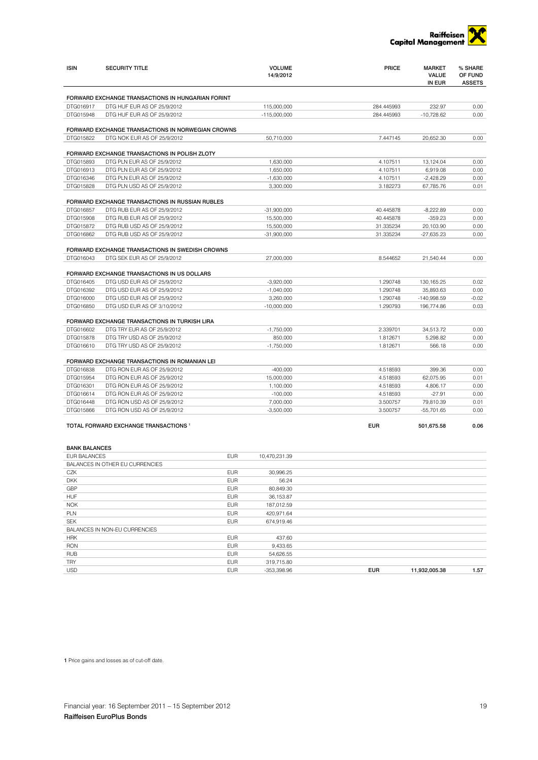| ISIN | SECURITY TITLE | VOLUME 14/9/2012 | PRICE | MARKET VALUE IN EUR | % SHARE OF FUND ASSETS |
|---|---|---|---|---|---|
| **FORWARD EXCHANGE TRANSACTIONS IN HUNGARIAN FORINT** | | | | | |
| DTG016917 | DTG HUF EUR AS OF 25/9/2012 | 115,000,000 | 284.445993 | 232.97 | 0.00 |
| DTG015948 | DTG HUF EUR AS OF 25/9/2012 | -115,000,000 | 284.445993 | -10,728.62 | 0.00 |
| **FORWARD EXCHANGE TRANSACTIONS IN NORWEGIAN CROWNS** | | | | | |
| DTG015822 | DTG NOK EUR AS OF 25/9/2012 | 50,710,000 | 7.447145 | 20,652.30 | 0.00 |
| **FORWARD EXCHANGE TRANSACTIONS IN POLISH ZLOTY** | | | | | |
| DTG015893 | DTG PLN EUR AS OF 25/9/2012 | 1,630,000 | 4.107511 | 13,124.04 | 0.00 |
| DTG016913 | DTG PLN EUR AS OF 25/9/2012 | 1,650,000 | 4.107511 | 6,919.08 | 0.00 |
| DTG016346 | DTG PLN EUR AS OF 25/9/2012 | -1,630,000 | 4.107511 | -2,428.29 | 0.00 |
| DTG015828 | DTG PLN USD AS OF 25/9/2012 | 3,300,000 | 3.182273 | 67,785.76 | 0.01 |
| **FORWARD EXCHANGE TRANSACTIONS IN RUSSIAN RUBLES** | | | | | |
| DTG016857 | DTG RUB EUR AS OF 25/9/2012 | -31,900,000 | 40.445878 | -8,222.89 | 0.00 |
| DTG015908 | DTG RUB EUR AS OF 25/9/2012 | 15,500,000 | 40.445878 | -359.23 | 0.00 |
| DTG015872 | DTG RUB USD AS OF 25/9/2012 | 15,500,000 | 31.335234 | 20,103.90 | 0.00 |
| DTG016862 | DTG RUB USD AS OF 25/9/2012 | -31,900,000 | 31.335234 | -27,635.23 | 0.00 |
| **FORWARD EXCHANGE TRANSACTIONS IN SWEDISH CROWNS** | | | | | |
| DTG016043 | DTG SEK EUR AS OF 25/9/2012 | 27,000,000 | 8.544652 | 21,540.44 | 0.00 |
| **FORWARD EXCHANGE TRANSACTIONS IN US DOLLARS** | | | | | |
| DTG016405 | DTG USD EUR AS OF 25/9/2012 | -3,920,000 | 1.290748 | 130,165.25 | 0.02 |
| DTG016392 | DTG USD EUR AS OF 25/9/2012 | -1,040,000 | 1.290748 | 35,893.63 | 0.00 |
| DTG016000 | DTG USD EUR AS OF 25/9/2012 | 3,260,000 | 1.290748 | -140,998.59 | -0.02 |
| DTG016850 | DTG USD EUR AS OF 3/10/2012 | -10,000,000 | 1.290793 | 196,774.86 | 0.03 |
| **FORWARD EXCHANGE TRANSACTIONS IN TURKISH LIRA** | | | | | |
| DTG016602 | DTG TRY EUR AS OF 25/9/2012 | -1,750,000 | 2.339701 | 34,513.72 | 0.00 |
| DTG015878 | DTG TRY USD AS OF 25/9/2012 | 850,000 | 1.812671 | 5,298.82 | 0.00 |
| DTG016610 | DTG TRY USD AS OF 25/9/2012 | -1,750,000 | 1.812671 | 566.18 | 0.00 |
| **FORWARD EXCHANGE TRANSACTIONS IN ROMANIAN LEI** | | | | | |
| DTG016838 | DTG RON EUR AS OF 25/9/2012 | -400,000 | 4.518593 | 399.36 | 0.00 |
| DTG015954 | DTG RON EUR AS OF 25/9/2012 | 15,000,000 | 4.518593 | 62,075.95 | 0.01 |
| DTG016301 | DTG RON EUR AS OF 25/9/2012 | 1,100,000 | 4.518593 | 4,806.17 | 0.00 |
| DTG016614 | DTG RON EUR AS OF 25/9/2012 | -100,000 | 4.518593 | -27.91 | 0.00 |
| DTG016448 | DTG RON USD AS OF 25/9/2012 | 7,000,000 | 3.500757 | 79,810.39 | 0.01 |
| DTG015866 | DTG RON USD AS OF 25/9/2012 | -3,500,000 | 3.500757 | -55,701.65 | 0.00 |
| **TOTAL FORWARD EXCHANGE TRANSACTIONS [1]** | | | EUR | **501,675.58** | **0.06** |

| BANK BALANCES | | | | | |
|---|---|---|---|---|---|
| EUR BALANCES | EUR | 10,470,231.39 | | | |
| BALANCES IN OTHER EU CURRENCIES | | | | | |
| CZK | EUR | 30,996.25 | | | |
| DKK | EUR | 56.24 | | | |
| GBP | EUR | 80,849.30 | | | |
| HUF | EUR | 36,153.87 | | | |
| NOK | EUR | 187,012.59 | | | |
| PLN | EUR | 420,971.64 | | | |
| SEK | EUR | 674,919.46 | | | |
| BALANCES IN NON-EU CURRENCIES | | | | | |
| HRK | EUR | 437.60 | | | |
| RON | EUR | 9,433.65 | | | |
| RUB | EUR | 54,626.55 | | | |
| TRY | EUR | 319,715.80 | | | |
| USD | EUR | -353,398.96 | EUR | **11,932,005.38** | **1.57** |

**1** Price gains and losses as of cut-off date.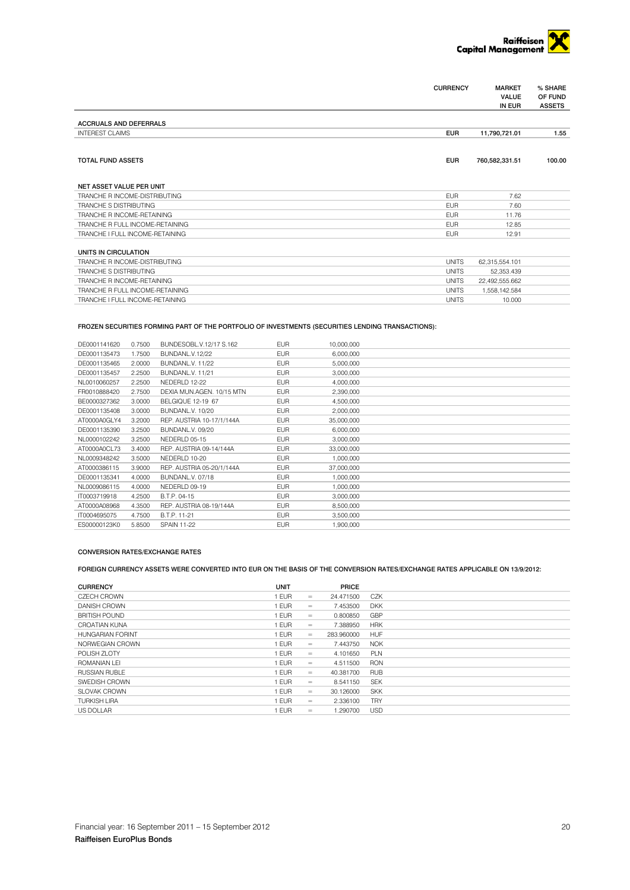| | CURRENCY | MARKET VALUE IN EUR | % SHARE OF FUND ASSETS |
|---|---|---|---|
| **ACCRUALS AND DEFERRALS** | | | |
| INTEREST CLAIMS | EUR | 11,790,721.01 | 1.55 |
| | | | |
| **TOTAL FUND ASSETS** | EUR | 760,582,331.51 | 100.00 |

**NET ASSET VALUE PER UNIT**

| | | |
|---|---|---|
| TRANCHE R INCOME-DISTRIBUTING | EUR | 7.62 |
| TRANCHE S DISTRIBUTING | EUR | 7.60 |
| TRANCHE R INCOME-RETAINING | EUR | 11.76 |
| TRANCHE R FULL INCOME-RETAINING | EUR | 12.85 |
| TRANCHE I FULL INCOME-RETAINING | EUR | 12.91 |

**UNITS IN CIRCULATION**

| | | |
|---|---|---|
| TRANCHE R INCOME-DISTRIBUTING | UNITS | 62,315,554.101 |
| TRANCHE S DISTRIBUTING | UNITS | 52,353.439 |
| TRANCHE R INCOME-RETAINING | UNITS | 22,492,555.662 |
| TRANCHE R FULL INCOME-RETAINING | UNITS | 1,558,142.584 |
| TRANCHE I FULL INCOME-RETAINING | UNITS | 10.000 |

**FROZEN SECURITIES FORMING PART OF THE PORTFOLIO OF INVESTMENTS (SECURITIES LENDING TRANSACTIONS):**

| | | | | |
|---|---|---|---|---|
| DE0001141620 | 0.7500 | BUNDESOBL.V.12/17 S.162 | EUR | 10,000,000 |
| DE0001135473 | 1.7500 | BUNDANL.V.12/22 | EUR | 6,000,000 |
| DE0001135465 | 2.0000 | BUNDANL.V. 11/22 | EUR | 5,000,000 |
| DE0001135457 | 2.2500 | BUNDANL.V. 11/21 | EUR | 3,000,000 |
| NL0010060257 | 2.2500 | NEDERLD 12-22 | EUR | 4,000,000 |
| FR0010888420 | 2.7500 | DEXIA MUN.AGEN. 10/15 MTN | EUR | 2,390,000 |
| BE0000327362 | 3.0000 | BELGIQUE 12-19 67 | EUR | 4,500,000 |
| DE0001135408 | 3.0000 | BUNDANL.V. 10/20 | EUR | 2,000,000 |
| AT0000A0GLY4 | 3.2000 | REP. AUSTRIA 10-17/1/144A | EUR | 35,000,000 |
| DE0001135390 | 3.2500 | BUNDANL.V. 09/20 | EUR | 6,000,000 |
| NL0000102242 | 3.2500 | NEDERLD 05-15 | EUR | 3,000,000 |
| AT0000A0CL73 | 3.4000 | REP. AUSTRIA 09-14/144A | EUR | 33,000,000 |
| NL0009348242 | 3.5000 | NEDERLD 10-20 | EUR | 1,000,000 |
| AT0000386115 | 3.9000 | REP. AUSTRIA 05-20/1/144A | EUR | 37,000,000 |
| DE0001135341 | 4.0000 | BUNDANL.V. 07/18 | EUR | 1,000,000 |
| NL0009086115 | 4.0000 | NEDERLD 09-19 | EUR | 1,000,000 |
| IT0003719918 | 4.2500 | B.T.P. 04-15 | EUR | 3,000,000 |
| AT0000A08968 | 4.3500 | REP. AUSTRIA 08-19/144A | EUR | 8,500,000 |
| IT0004695075 | 4.7500 | B.T.P. 11-21 | EUR | 3,500,000 |
| ES00000123K0 | 5.8500 | SPAIN 11-22 | EUR | 1,900,000 |

**CONVERSION RATES/EXCHANGE RATES**

**FOREIGN CURRENCY ASSETS WERE CONVERTED INTO EUR ON THE BASIS OF THE CONVERSION RATES/EXCHANGE RATES APPLICABLE ON 13/9/2012:**

| CURRENCY | UNIT | | PRICE | |
|---|---|---|---|---|
| CZECH CROWN | 1 EUR | = | 24.471500 | CZK |
| DANISH CROWN | 1 EUR | = | 7.453500 | DKK |
| BRITISH POUND | 1 EUR | = | 0.800850 | GBP |
| CROATIAN KUNA | 1 EUR | = | 7.388950 | HRK |
| HUNGARIAN FORINT | 1 EUR | = | 283.960000 | HUF |
| NORWEGIAN CROWN | 1 EUR | = | 7.443750 | NOK |
| POLISH ZLOTY | 1 EUR | = | 4.101650 | PLN |
| ROMANIAN LEI | 1 EUR | = | 4.511500 | RON |
| RUSSIAN RUBLE | 1 EUR | = | 40.381700 | RUB |
| SWEDISH CROWN | 1 EUR | = | 8.541150 | SEK |
| SLOVAK CROWN | 1 EUR | = | 30.126000 | SKK |
| TURKISH LIRA | 1 EUR | = | 2.336100 | TRY |
| US DOLLAR | 1 EUR | = | 1.290700 | USD |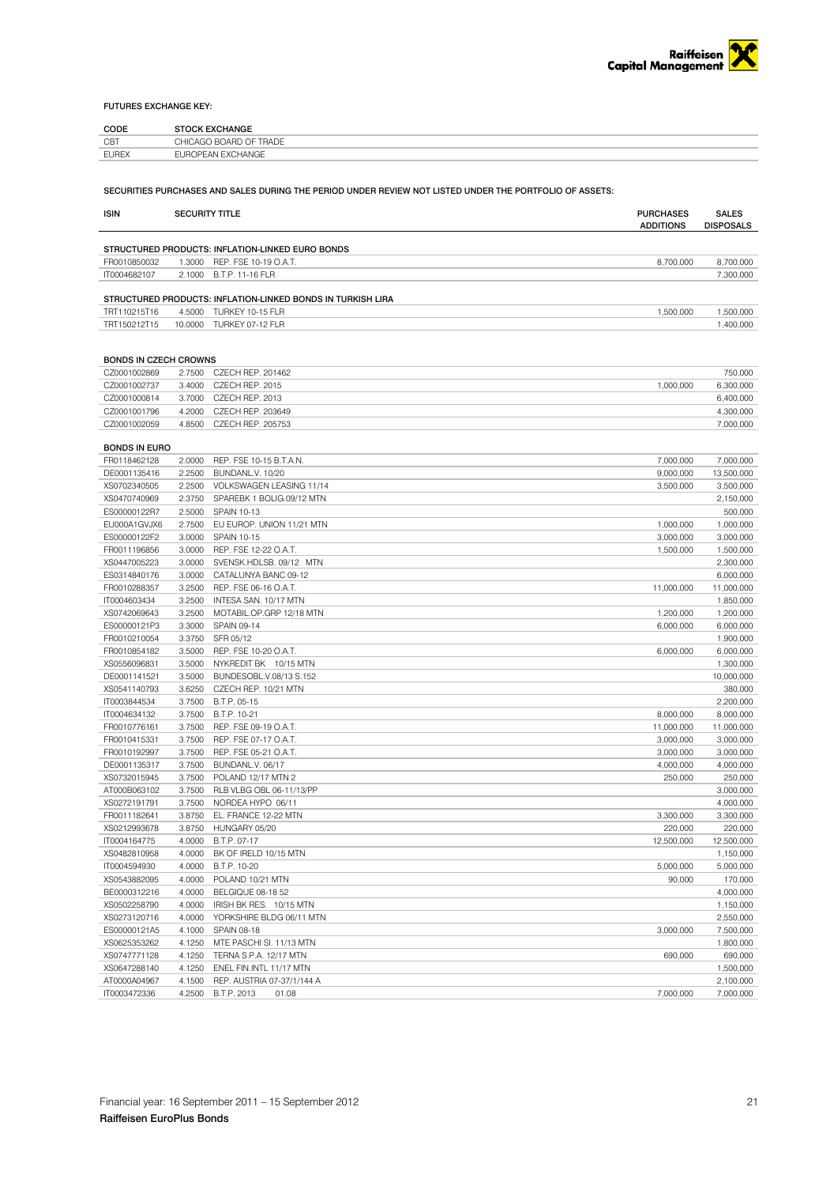#### FUTURES EXCHANGE KEY:

| CODE | STOCK EXCHANGE |
|---|---|
| CBT | CHICAGO BOARD OF TRADE |
| EUREX | EUROPEAN EXCHANGE |

#### SECURITIES PURCHASES AND SALES DURING THE PERIOD UNDER REVIEW NOT LISTED UNDER THE PORTFOLIO OF ASSETS:

| ISIN | SECURITY TITLE | | PURCHASES ADDITIONS | SALES DISPOSALS |
|---|---|---|---|---|
| **STRUCTURED PRODUCTS: INFLATION-LINKED EURO BONDS** | | | | |
| FR0010850032 | 1.3000 | REP. FSE 10-19 O.A.T. | 8,700,000 | 8,700,000 |
| IT0004682107 | 2.1000 | B.T.P. 11-16 FLR | | 7,300,000 |
| **STRUCTURED PRODUCTS: INFLATION-LINKED BONDS IN TURKISH LIRA** | | | | |
| TRT110215T16 | 4.5000 | TURKEY 10-15 FLR | 1,500,000 | 1,500,000 |
| TRT150212T15 | 10.0000 | TURKEY 07-12 FLR | | 1,400,000 |
| **BONDS IN CZECH CROWNS** | | | | |
| CZ0001002869 | 2.7500 | CZECH REP. 201462 | | 750,000 |
| CZ0001002737 | 3.4000 | CZECH REP. 2015 | 1,000,000 | 6,300,000 |
| CZ0001000814 | 3.7000 | CZECH REP. 2013 | | 6,400,000 |
| CZ0001001796 | 4.2000 | CZECH REP. 203649 | | 4,300,000 |
| CZ0001002059 | 4.8500 | CZECH REP. 205753 | | 7,000,000 |
| **BONDS IN EURO** | | | | |
| FR0118462128 | 2.0000 | REP. FSE 10-15 B.T.A.N. | 7,000,000 | 7,000,000 |
| DE0001135416 | 2.2500 | BUNDANL.V. 10/20 | 9,000,000 | 13,500,000 |
| XS0702340505 | 2.2500 | VOLKSWAGEN LEASING 11/14 | 3,500,000 | 3,500,000 |
| XS0470740969 | 2.3750 | SPAREBK 1 BOLIG.09/12 MTN | | 2,150,000 |
| ES00000122R7 | 2.5000 | SPAIN 10-13 | | 500,000 |
| EU000A1GVJX6 | 2.7500 | EU EUROP. UNION 11/21 MTN | 1,000,000 | 1,000,000 |
| ES00000122F2 | 3.0000 | SPAIN 10-15 | 3,000,000 | 3,000,000 |
| FR0011196856 | 3.0000 | REP. FSE 12-22 O.A.T. | 1,500,000 | 1,500,000 |
| XS0447005223 | 3.0000 | SVENSK.HDLSB. 09/12 MTN | | 2,300,000 |
| ES0314840176 | 3.0000 | CATALUNYA BANC 09-12 | | 6,000,000 |
| FR0010288357 | 3.2500 | REP. FSE 06-16 O.A.T. | 11,000,000 | 11,000,000 |
| IT0004603434 | 3.2500 | INTESA SAN. 10/17 MTN | | 1,850,000 |
| XS0742069643 | 3.2500 | MOTABIL.OP.GRP 12/18 MTN | 1,200,000 | 1,200,000 |
| ES00000121P3 | 3.3000 | SPAIN 09-14 | 6,000,000 | 6,000,000 |
| FR0010210054 | 3.3750 | SFR 05/12 | | 1,900,000 |
| FR0010854182 | 3.5000 | REP. FSE 10-20 O.A.T. | 6,000,000 | 6,000,000 |
| XS0556096831 | 3.5000 | NYKREDIT BK 10/15 MTN | | 1,300,000 |
| DE0001141521 | 3.5000 | BUNDESOBL.V.08/13 S.152 | | 10,000,000 |
| XS0541140793 | 3.6250 | CZECH REP. 10/21 MTN | | 380,000 |
| IT0003844534 | 3.7500 | B.T.P. 05-15 | | 2,200,000 |
| IT0004634132 | 3.7500 | B.T.P. 10-21 | 8,000,000 | 8,000,000 |
| FR0010776161 | 3.7500 | REP. FSE 09-19 O.A.T. | 11,000,000 | 11,000,000 |
| FR0010415331 | 3.7500 | REP. FSE 07-17 O.A.T. | 3,000,000 | 3,000,000 |
| FR0010192997 | 3.7500 | REP. FSE 05-21 O.A.T. | 3,000,000 | 3,000,000 |
| DE0001135317 | 3.7500 | BUNDANL.V. 06/17 | 4,000,000 | 4,000,000 |
| XS0732015945 | 3.7500 | POLAND 12/17 MTN 2 | 250,000 | 250,000 |
| AT000B063102 | 3.7500 | RLB VLBG OBL 06-11/13/PP | | 3,000,000 |
| XS0272191791 | 3.7500 | NORDEA HYPO 06/11 | | 4,000,000 |
| FR0011182641 | 3.8750 | EL. FRANCE 12-22 MTN | 3,300,000 | 3,300,000 |
| XS0212993678 | 3.8750 | HUNGARY 05/20 | 220,000 | 220,000 |
| IT0004164775 | 4.0000 | B.T.P. 07-17 | 12,500,000 | 12,500,000 |
| XS0482810958 | 4.0000 | BK OF IRELD 10/15 MTN | | 1,150,000 |
| IT0004594930 | 4.0000 | B.T.P. 10-20 | 5,000,000 | 5,000,000 |
| XS0543882095 | 4.0000 | POLAND 10/21 MTN | 90,000 | 170,000 |
| BE0000312216 | 4.0000 | BELGIQUE 08-18 52 | | 4,000,000 |
| XS0502258790 | 4.0000 | IRISH BK RES. 10/15 MTN | | 1,150,000 |
| XS0273120716 | 4.0000 | YORKSHIRE BLDG 06/11 MTN | | 2,550,000 |
| ES00000121A5 | 4.1000 | SPAIN 08-18 | 3,000,000 | 7,500,000 |
| XS0625353262 | 4.1250 | MTE PASCHI SI. 11/13 MTN | | 1,800,000 |
| XS0747771128 | 4.1250 | TERNA S.P.A. 12/17 MTN | 690,000 | 690,000 |
| XS0647288140 | 4.1250 | ENEL FIN.INTL 11/17 MTN | | 1,500,000 |
| AT0000A04967 | 4.1500 | REP. AUSTRIA 07-37/1/144 A | | 2,100,000 |
| IT0003472336 | 4.2500 | B.T.P. 2013 01.08 | 7,000,000 | 7,000,000 |

Financial year: 16 September 2011 – 15 September 2012

**Raiffeisen EuroPlus Bonds**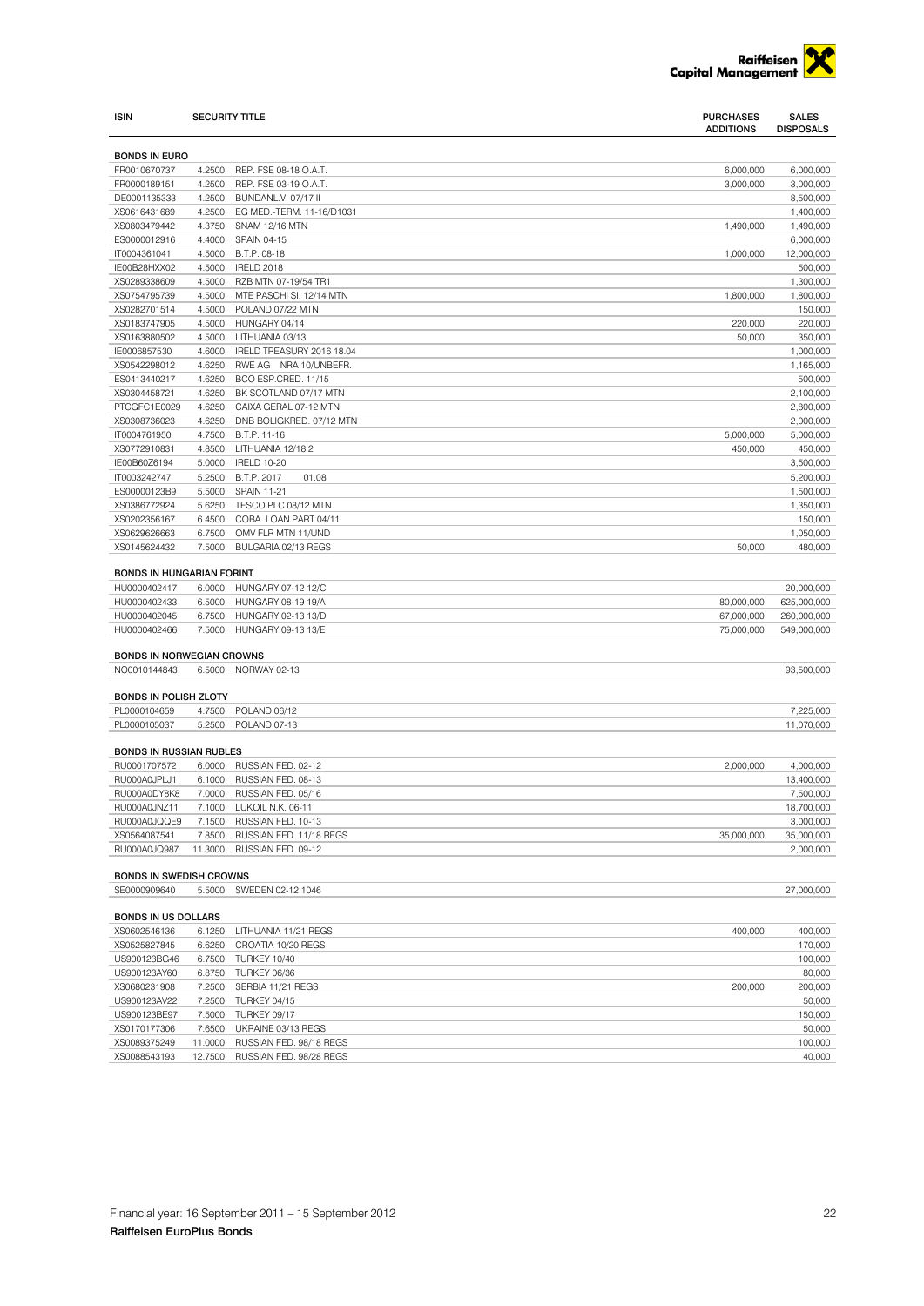| ISIN | SECURITY TITLE | | PURCHASES ADDITIONS | SALES DISPOSALS |
|---|---|---|---|---|
| **BONDS IN EURO** | | | | |
| FR0010670737 | 4.2500 | REP. FSE 08-18 O.A.T. | 6,000,000 | 6,000,000 |
| FR0000189151 | 4.2500 | REP. FSE 03-19 O.A.T. | 3,000,000 | 3,000,000 |
| DE0001135333 | 4.2500 | BUNDANL.V. 07/17 II | | 8,500,000 |
| XS0616431689 | 4.2500 | EG MED.-TERM. 11-16/D1031 | | 1,400,000 |
| XS0803479442 | 4.3750 | SNAM 12/16 MTN | 1,490,000 | 1,490,000 |
| ES0000012916 | 4.4000 | SPAIN 04-15 | | 6,000,000 |
| IT0004361041 | 4.5000 | B.T.P. 08-18 | 1,000,000 | 12,000,000 |
| IE00B28HXX02 | 4.5000 | IRELD 2018 | | 500,000 |
| XS0289338609 | 4.5000 | RZB MTN 07-19/54 TR1 | | 1,300,000 |
| XS0754795739 | 4.5000 | MTE PASCHI SI. 12/14 MTN | 1,800,000 | 1,800,000 |
| XS0282701514 | 4.5000 | POLAND 07/22 MTN | | 150,000 |
| XS0183747905 | 4.5000 | HUNGARY 04/14 | 220,000 | 220,000 |
| XS0163880502 | 4.5000 | LITHUANIA 03/13 | 50,000 | 350,000 |
| IE0006857530 | 4.6000 | IRELD TREASURY 2016 18.04 | | 1,000,000 |
| XS0542298012 | 4.6250 | RWE AG NRA 10/UNBEFR. | | 1,165,000 |
| ES0413440217 | 4.6250 | BCO ESP.CRED. 11/15 | | 500,000 |
| XS0304458721 | 4.6250 | BK SCOTLAND 07/17 MTN | | 2,100,000 |
| PTCGFC1E0029 | 4.6250 | CAIXA GERAL 07-12 MTN | | 2,800,000 |
| XS0308736023 | 4.6250 | DNB BOLIGKRED. 07/12 MTN | | 2,000,000 |
| IT0004761950 | 4.7500 | B.T.P. 11-16 | 5,000,000 | 5,000,000 |
| XS0772910831 | 4.8500 | LITHUANIA 12/18 2 | 450,000 | 450,000 |
| IE00B60Z6194 | 5.0000 | IRELD 10-20 | | 3,500,000 |
| IT0003242747 | 5.2500 | B.T.P. 2017 01.08 | | 5,200,000 |
| ES00000123B9 | 5.5000 | SPAIN 11-21 | | 1,500,000 |
| XS0386772924 | 5.6250 | TESCO PLC 08/12 MTN | | 1,350,000 |
| XS0202356167 | 6.4500 | COBA LOAN PART.04/11 | | 150,000 |
| XS0629626663 | 6.7500 | OMV FLR MTN 11/UND | | 1,050,000 |
| XS0145624432 | 7.5000 | BULGARIA 02/13 REGS | 50,000 | 480,000 |
| **BONDS IN HUNGARIAN FORINT** | | | | |
| HU0000402417 | 6.0000 | HUNGARY 07-12 12/C | | 20,000,000 |
| HU0000402433 | 6.5000 | HUNGARY 08-19 19/A | 80,000,000 | 625,000,000 |
| HU0000402045 | 6.7500 | HUNGARY 02-13 13/D | 67,000,000 | 260,000,000 |
| HU0000402466 | 7.5000 | HUNGARY 09-13 13/E | 75,000,000 | 549,000,000 |
| **BONDS IN NORWEGIAN CROWNS** | | | | |
| NO0010144843 | 6.5000 | NORWAY 02-13 | | 93,500,000 |
| **BONDS IN POLISH ZLOTY** | | | | |
| PL0000104659 | 4.7500 | POLAND 06/12 | | 7,225,000 |
| PL0000105037 | 5.2500 | POLAND 07-13 | | 11,070,000 |
| **BONDS IN RUSSIAN RUBLES** | | | | |
| RU0001707572 | 6.0000 | RUSSIAN FED. 02-12 | 2,000,000 | 4,000,000 |
| RU000A0JPLJ1 | 6.1000 | RUSSIAN FED. 08-13 | | 13,400,000 |
| RU000A0DY8K8 | 7.0000 | RUSSIAN FED. 05/16 | | 7,500,000 |
| RU000A0JNZ11 | 7.1000 | LUKOIL N.K. 06-11 | | 18,700,000 |
| RU000A0JQQE9 | 7.1500 | RUSSIAN FED. 10-13 | | 3,000,000 |
| XS0564087541 | 7.8500 | RUSSIAN FED. 11/18 REGS | 35,000,000 | 35,000,000 |
| RU000A0JQ987 | 11.3000 | RUSSIAN FED. 09-12 | | 2,000,000 |
| **BONDS IN SWEDISH CROWNS** | | | | |
| SE0000909640 | 5.5000 | SWEDEN 02-12 1046 | | 27,000,000 |
| **BONDS IN US DOLLARS** | | | | |
| XS0602546136 | 6.1250 | LITHUANIA 11/21 REGS | 400,000 | 400,000 |
| XS0525827845 | 6.6250 | CROATIA 10/20 REGS | | 170,000 |
| US900123BG46 | 6.7500 | TURKEY 10/40 | | 100,000 |
| US900123AY60 | 6.8750 | TURKEY 06/36 | | 80,000 |
| XS0680231908 | 7.2500 | SERBIA 11/21 REGS | 200,000 | 200,000 |
| US900123AV22 | 7.2500 | TURKEY 04/15 | | 50,000 |
| US900123BE97 | 7.5000 | TURKEY 09/17 | | 150,000 |
| XS0170177306 | 7.6500 | UKRAINE 03/13 REGS | | 50,000 |
| XS0089375249 | 11.0000 | RUSSIAN FED. 98/18 REGS | | 100,000 |
| XS0088543193 | 12.7500 | RUSSIAN FED. 98/28 REGS | | 40,000 |

Financial year: 16 September 2011 – 15 September 2012

**Raiffeisen EuroPlus Bonds**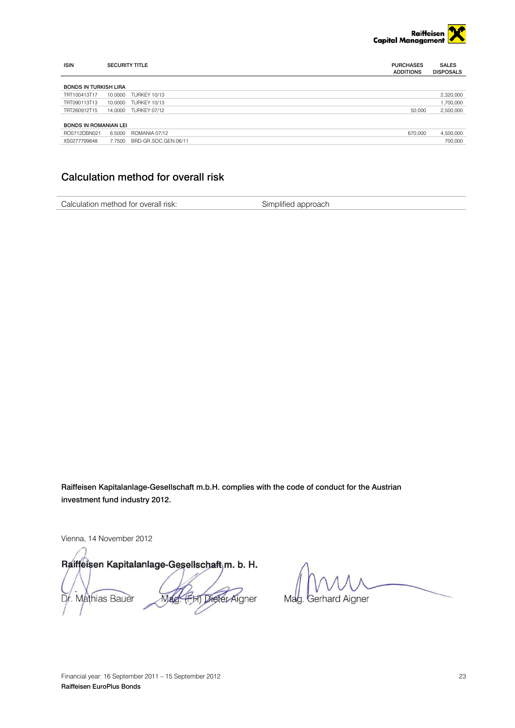| ISIN | | SECURITY TITLE | PURCHASES ADDITIONS | SALES DISPOSALS |
|---|---|---|---|---|
| **BONDS IN TURKISH LIRA** | | | | |
| TRT100413T17 | 10.0000 | TURKEY 10/13 | | 2,320,000 |
| TRT090113T13 | 10.0000 | TURKEY 10/13 | | 1,700,000 |
| TRT260912T15 | 14.0000 | TURKEY 07/12 | 50,000 | 2,500,000 |
| **BONDS IN ROMANIAN LEI** | | | | |
| RO0712DBN021 | 6.5000 | ROMANIA 07/12 | 670,000 | 4,500,000 |
| XS0277799648 | 7.7500 | BRD-GR.SOC.GEN.06/11 | | 700,000 |

## Calculation method for overall risk

| Calculation method for overall risk: | Simplified approach |
|---|---|

**Raiffeisen Kapitalanlage-Gesellschaft m.b.H. complies with the code of conduct for the Austrian investment fund industry 2012.**

Vienna, 14 November 2012

**Raiffeisen Kapitalanlage-Gesellschaft m. b. H.**

Dr. Mathias Bauer     Mag. (FH) Dieter Aigner     Mag. Gerhard Aigner

Financial year: 16 September 2011 – 15 September 2012
**Raiffeisen EuroPlus Bonds**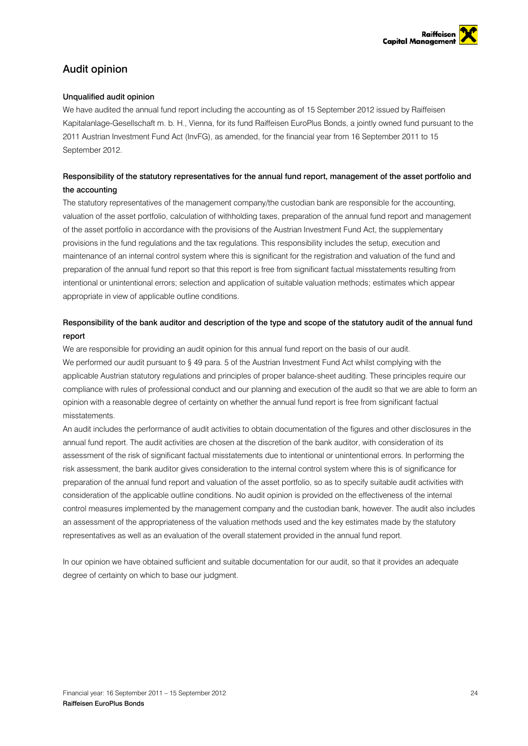## Audit opinion

### Unqualified audit opinion

We have audited the annual fund report including the accounting as of 15 September 2012 issued by Raiffeisen Kapitalanlage-Gesellschaft m. b. H., Vienna, for its fund Raiffeisen EuroPlus Bonds, a jointly owned fund pursuant to the 2011 Austrian Investment Fund Act (InvFG), as amended, for the financial year from 16 September 2011 to 15 September 2012.

### Responsibility of the statutory representatives for the annual fund report, management of the asset portfolio and the accounting

The statutory representatives of the management company/the custodian bank are responsible for the accounting, valuation of the asset portfolio, calculation of withholding taxes, preparation of the annual fund report and management of the asset portfolio in accordance with the provisions of the Austrian Investment Fund Act, the supplementary provisions in the fund regulations and the tax regulations. This responsibility includes the setup, execution and maintenance of an internal control system where this is significant for the registration and valuation of the fund and preparation of the annual fund report so that this report is free from significant factual misstatements resulting from intentional or unintentional errors; selection and application of suitable valuation methods; estimates which appear appropriate in view of applicable outline conditions.

### Responsibility of the bank auditor and description of the type and scope of the statutory audit of the annual fund report

We are responsible for providing an audit opinion for this annual fund report on the basis of our audit.
We performed our audit pursuant to § 49 para. 5 of the Austrian Investment Fund Act whilst complying with the applicable Austrian statutory regulations and principles of proper balance-sheet auditing. These principles require our compliance with rules of professional conduct and our planning and execution of the audit so that we are able to form an opinion with a reasonable degree of certainty on whether the annual fund report is free from significant factual misstatements.
An audit includes the performance of audit activities to obtain documentation of the figures and other disclosures in the annual fund report. The audit activities are chosen at the discretion of the bank auditor, with consideration of its assessment of the risk of significant factual misstatements due to intentional or unintentional errors. In performing the risk assessment, the bank auditor gives consideration to the internal control system where this is of significance for preparation of the annual fund report and valuation of the asset portfolio, so as to specify suitable audit activities with consideration of the applicable outline conditions. No audit opinion is provided on the effectiveness of the internal control measures implemented by the management company and the custodian bank, however. The audit also includes an assessment of the appropriateness of the valuation methods used and the key estimates made by the statutory representatives as well as an evaluation of the overall statement provided in the annual fund report.

In our opinion we have obtained sufficient and suitable documentation for our audit, so that it provides an adequate degree of certainty on which to base our judgment.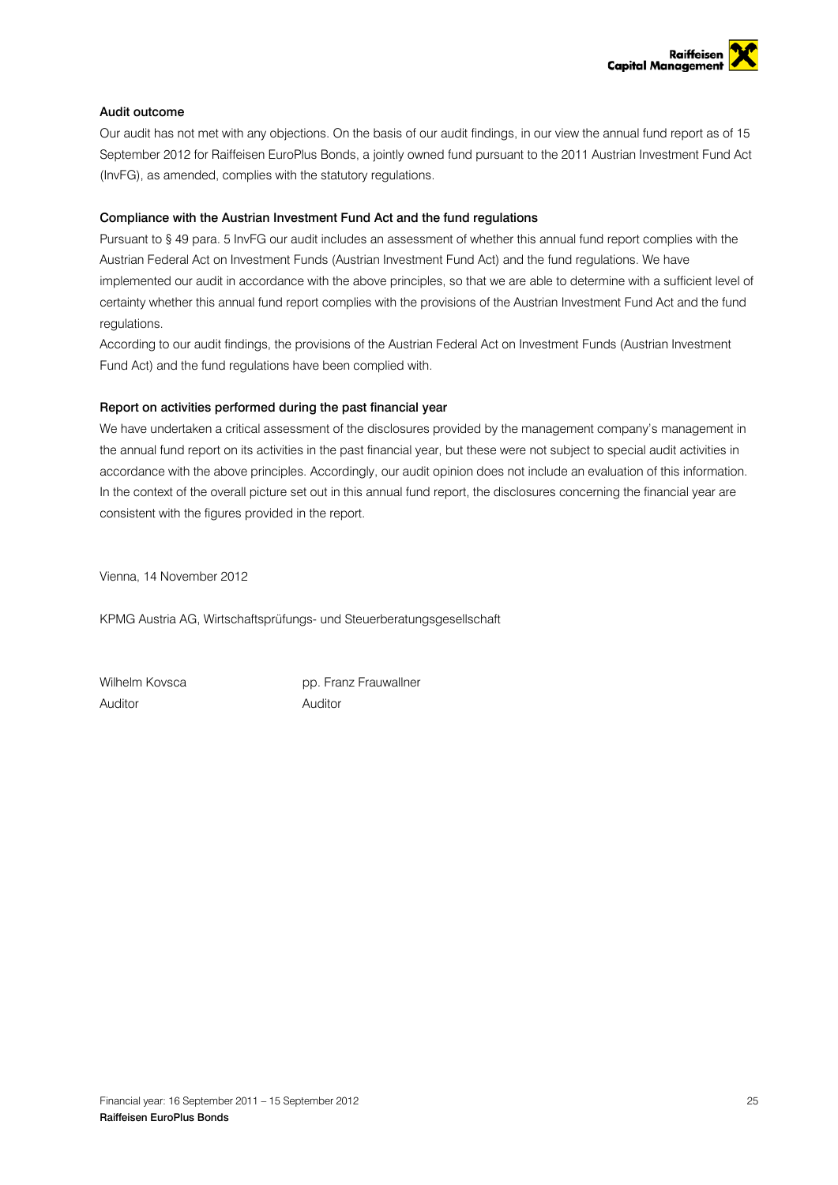### Audit outcome

Our audit has not met with any objections. On the basis of our audit findings, in our view the annual fund report as of 15 September 2012 for Raiffeisen EuroPlus Bonds, a jointly owned fund pursuant to the 2011 Austrian Investment Fund Act (InvFG), as amended, complies with the statutory regulations.

### Compliance with the Austrian Investment Fund Act and the fund regulations

Pursuant to § 49 para. 5 InvFG our audit includes an assessment of whether this annual fund report complies with the Austrian Federal Act on Investment Funds (Austrian Investment Fund Act) and the fund regulations. We have implemented our audit in accordance with the above principles, so that we are able to determine with a sufficient level of certainty whether this annual fund report complies with the provisions of the Austrian Investment Fund Act and the fund regulations.

According to our audit findings, the provisions of the Austrian Federal Act on Investment Funds (Austrian Investment Fund Act) and the fund regulations have been complied with.

### Report on activities performed during the past financial year

We have undertaken a critical assessment of the disclosures provided by the management company's management in the annual fund report on its activities in the past financial year, but these were not subject to special audit activities in accordance with the above principles. Accordingly, our audit opinion does not include an evaluation of this information. In the context of the overall picture set out in this annual fund report, the disclosures concerning the financial year are consistent with the figures provided in the report.

Vienna, 14 November 2012

KPMG Austria AG, Wirtschaftsprüfungs- und Steuerberatungsgesellschaft

| Wilhelm Kovsca | pp. Franz Frauwallner |
|---|---|
| Auditor | Auditor |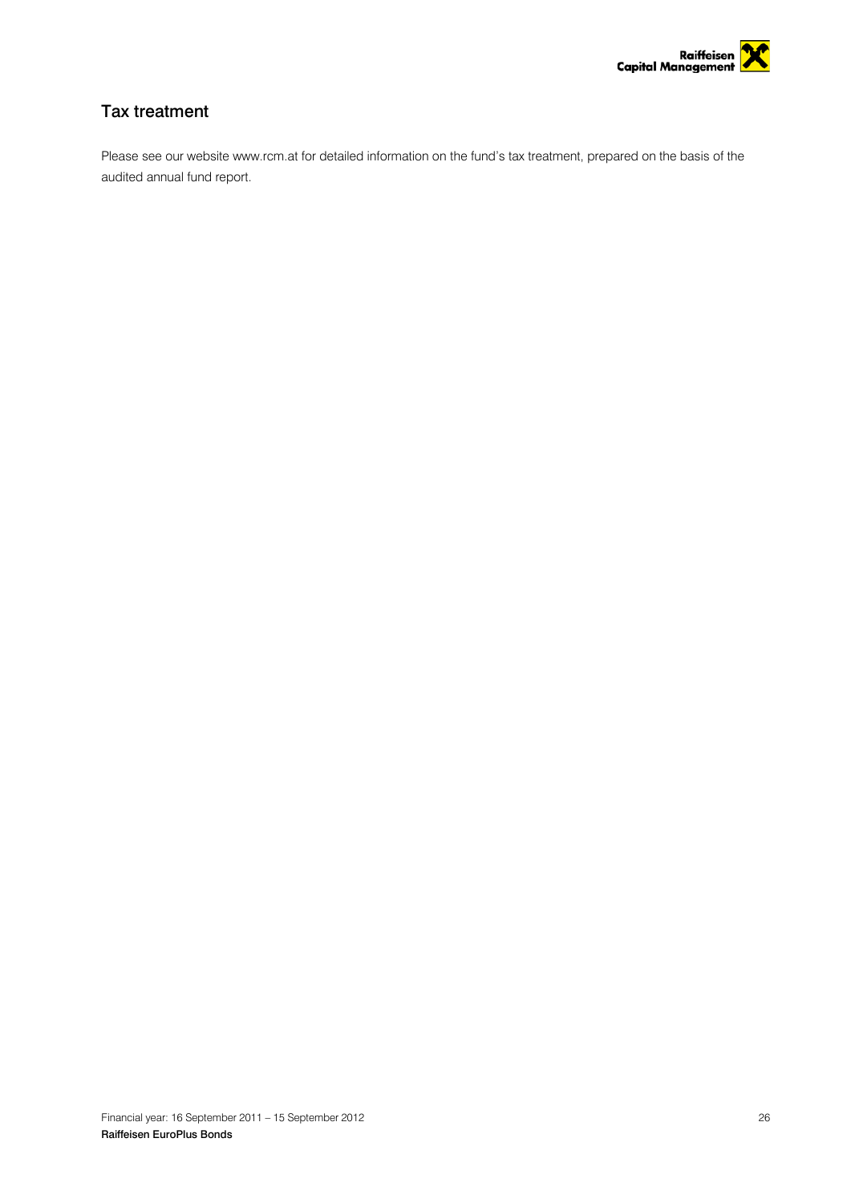## Tax treatment

Please see our website www.rcm.at for detailed information on the fund's tax treatment, prepared on the basis of the audited annual fund report.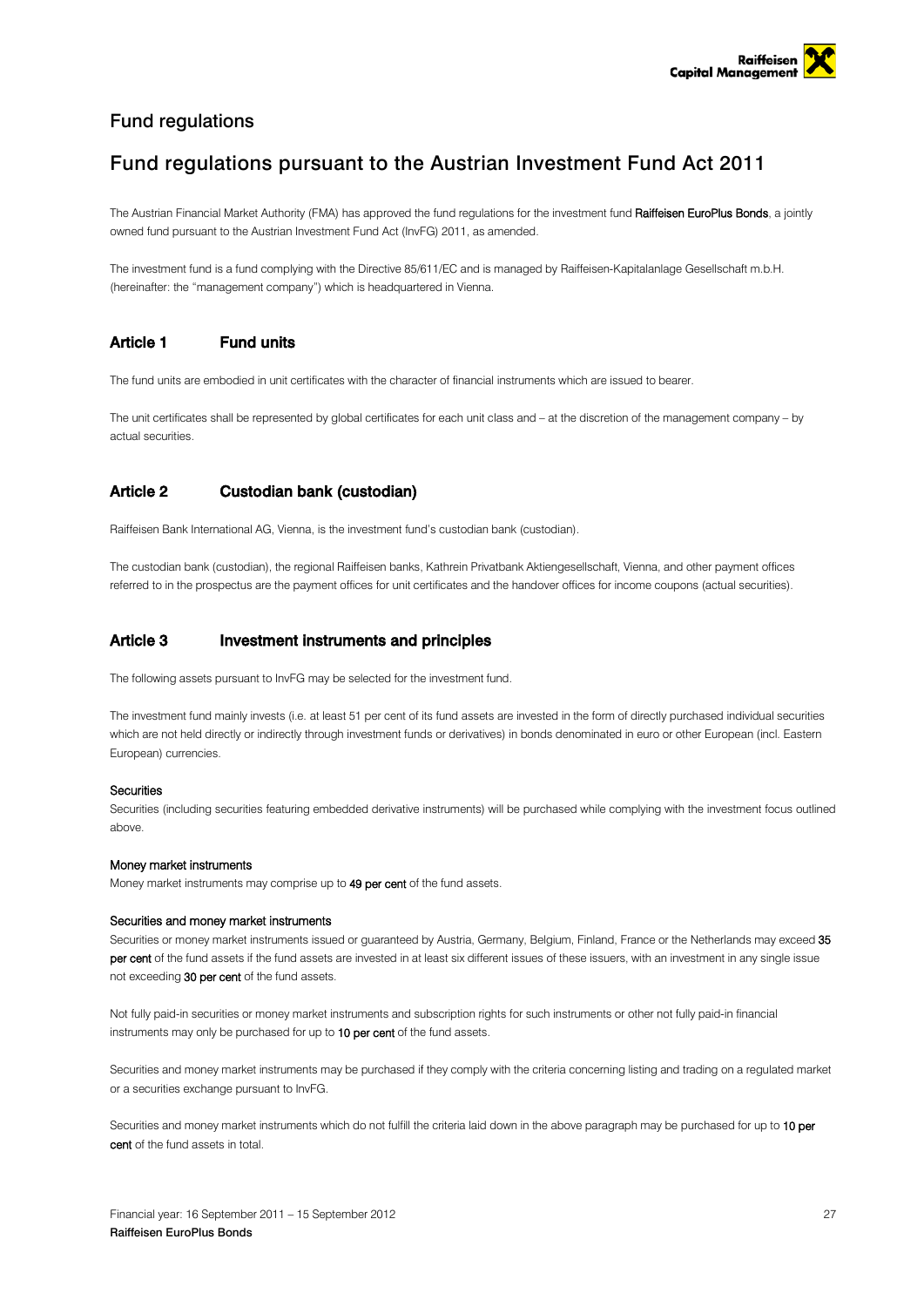## Fund regulations

# Fund regulations pursuant to the Austrian Investment Fund Act 2011

The Austrian Financial Market Authority (FMA) has approved the fund regulations for the investment fund **Raiffeisen EuroPlus Bonds**, a jointly owned fund pursuant to the Austrian Investment Fund Act (InvFG) 2011, as amended.

The investment fund is a fund complying with the Directive 85/611/EC and is managed by Raiffeisen-Kapitalanlage Gesellschaft m.b.H. (hereinafter: the "management company") which is headquartered in Vienna.

### Article 1 Fund units

The fund units are embodied in unit certificates with the character of financial instruments which are issued to bearer.

The unit certificates shall be represented by global certificates for each unit class and – at the discretion of the management company – by actual securities.

### Article 2 Custodian bank (custodian)

Raiffeisen Bank International AG, Vienna, is the investment fund's custodian bank (custodian).

The custodian bank (custodian), the regional Raiffeisen banks, Kathrein Privatbank Aktiengesellschaft, Vienna, and other payment offices referred to in the prospectus are the payment offices for unit certificates and the handover offices for income coupons (actual securities).

### Article 3 Investment instruments and principles

The following assets pursuant to InvFG may be selected for the investment fund.

The investment fund mainly invests (i.e. at least 51 per cent of its fund assets are invested in the form of directly purchased individual securities which are not held directly or indirectly through investment funds or derivatives) in bonds denominated in euro or other European (incl. Eastern European) currencies.

**Securities**

Securities (including securities featuring embedded derivative instruments) will be purchased while complying with the investment focus outlined above.

**Money market instruments**

Money market instruments may comprise up to **49 per cent** of the fund assets.

**Securities and money market instruments**

Securities or money market instruments issued or guaranteed by Austria, Germany, Belgium, Finland, France or the Netherlands may exceed **35 per cent** of the fund assets if the fund assets are invested in at least six different issues of these issuers, with an investment in any single issue not exceeding **30 per cent** of the fund assets.

Not fully paid-in securities or money market instruments and subscription rights for such instruments or other not fully paid-in financial instruments may only be purchased for up to **10 per cent** of the fund assets.

Securities and money market instruments may be purchased if they comply with the criteria concerning listing and trading on a regulated market or a securities exchange pursuant to InvFG.

Securities and money market instruments which do not fulfill the criteria laid down in the above paragraph may be purchased for up to **10 per cent** of the fund assets in total.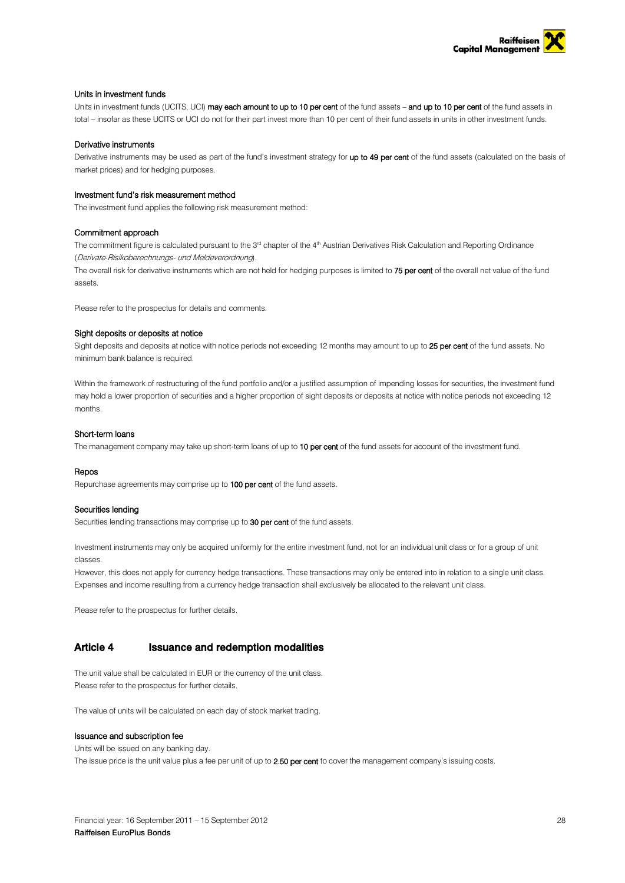### Units in investment funds

Units in investment funds (UCITS, UCI) **may each amount to up to 10 per cent** of the fund assets – **and up to 10 per cent** of the fund assets in total – insofar as these UCITS or UCI do not for their part invest more than 10 per cent of their fund assets in units in other investment funds.

### Derivative instruments

Derivative instruments may be used as part of the fund's investment strategy for **up to 49 per cent** of the fund assets (calculated on the basis of market prices) and for hedging purposes.

### Investment fund's risk measurement method

The investment fund applies the following risk measurement method:

### Commitment approach

The commitment figure is calculated pursuant to the 3rd chapter of the 4th Austrian Derivatives Risk Calculation and Reporting Ordinance (*Derivate-Risikoberechnungs- und Meldeverordnung*).

The overall risk for derivative instruments which are not held for hedging purposes is limited to **75 per cent** of the overall net value of the fund assets.

Please refer to the prospectus for details and comments.

### Sight deposits or deposits at notice

Sight deposits and deposits at notice with notice periods not exceeding 12 months may amount to up to **25 per cent** of the fund assets. No minimum bank balance is required.

Within the framework of restructuring of the fund portfolio and/or a justified assumption of impending losses for securities, the investment fund may hold a lower proportion of securities and a higher proportion of sight deposits or deposits at notice with notice periods not exceeding 12 months.

### Short-term loans

The management company may take up short-term loans of up to **10 per cent** of the fund assets for account of the investment fund.

### Repos

Repurchase agreements may comprise up to **100 per cent** of the fund assets.

### Securities lending

Securities lending transactions may comprise up to **30 per cent** of the fund assets.

Investment instruments may only be acquired uniformly for the entire investment fund, not for an individual unit class or for a group of unit classes.

However, this does not apply for currency hedge transactions. These transactions may only be entered into in relation to a single unit class. Expenses and income resulting from a currency hedge transaction shall exclusively be allocated to the relevant unit class.

Please refer to the prospectus for further details.

## Article 4 Issuance and redemption modalities

The unit value shall be calculated in EUR or the currency of the unit class.
Please refer to the prospectus for further details.

The value of units will be calculated on each day of stock market trading.

### Issuance and subscription fee

Units will be issued on any banking day.
The issue price is the unit value plus a fee per unit of up to **2.50 per cent** to cover the management company's issuing costs.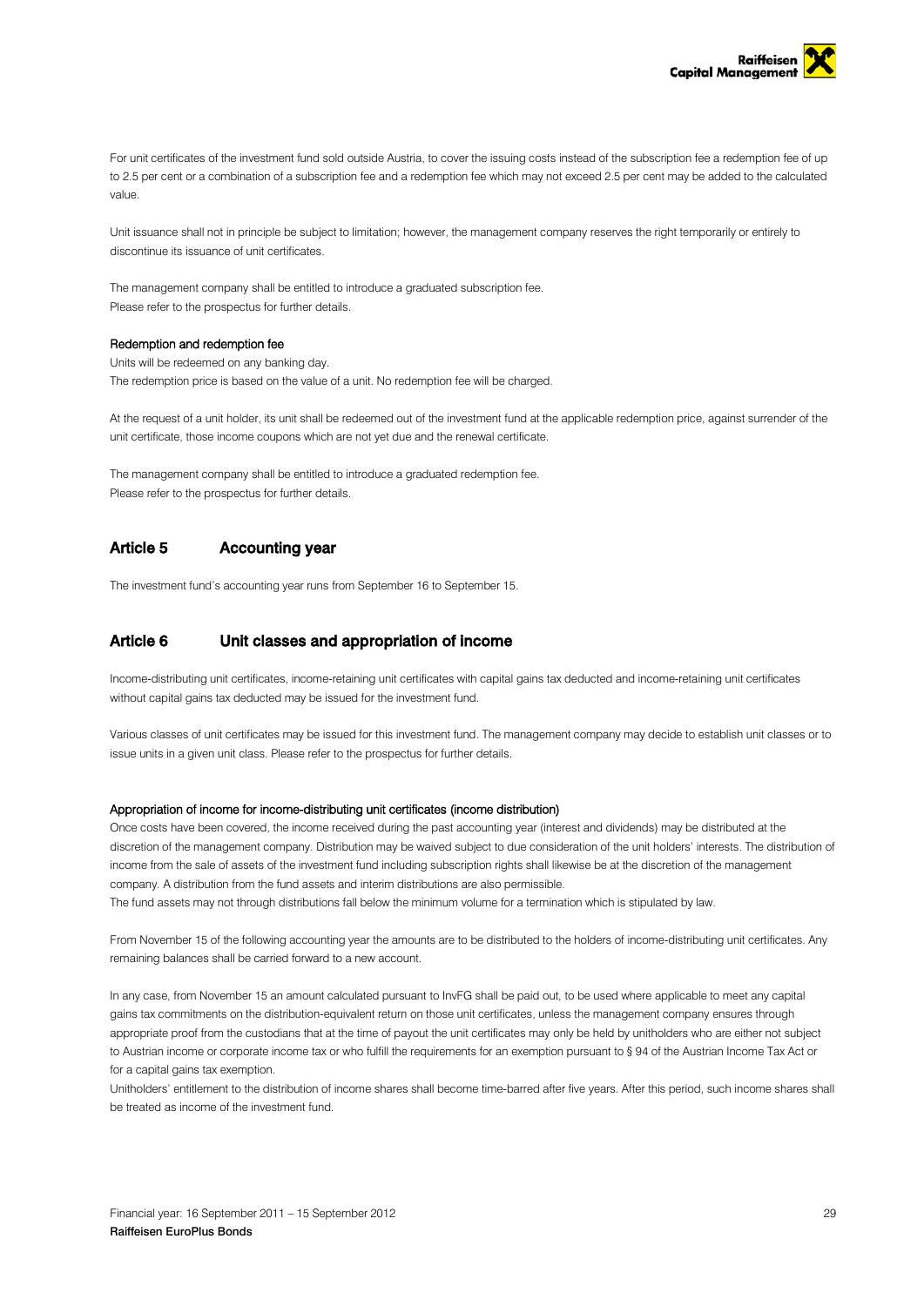For unit certificates of the investment fund sold outside Austria, to cover the issuing costs instead of the subscription fee a redemption fee of up to 2.5 per cent or a combination of a subscription fee and a redemption fee which may not exceed 2.5 per cent may be added to the calculated value.

Unit issuance shall not in principle be subject to limitation; however, the management company reserves the right temporarily or entirely to discontinue its issuance of unit certificates.

The management company shall be entitled to introduce a graduated subscription fee.
Please refer to the prospectus for further details.

**Redemption and redemption fee**

Units will be redeemed on any banking day.
The redemption price is based on the value of a unit. No redemption fee will be charged.

At the request of a unit holder, its unit shall be redeemed out of the investment fund at the applicable redemption price, against surrender of the unit certificate, those income coupons which are not yet due and the renewal certificate.

The management company shall be entitled to introduce a graduated redemption fee.
Please refer to the prospectus for further details.

## Article 5 Accounting year

The investment fund's accounting year runs from September 16 to September 15.

## Article 6 Unit classes and appropriation of income

Income-distributing unit certificates, income-retaining unit certificates with capital gains tax deducted and income-retaining unit certificates without capital gains tax deducted may be issued for the investment fund.

Various classes of unit certificates may be issued for this investment fund. The management company may decide to establish unit classes or to issue units in a given unit class. Please refer to the prospectus for further details.

**Appropriation of income for income-distributing unit certificates (income distribution)**

Once costs have been covered, the income received during the past accounting year (interest and dividends) may be distributed at the discretion of the management company. Distribution may be waived subject to due consideration of the unit holders' interests. The distribution of income from the sale of assets of the investment fund including subscription rights shall likewise be at the discretion of the management company. A distribution from the fund assets and interim distributions are also permissible.
The fund assets may not through distributions fall below the minimum volume for a termination which is stipulated by law.

From November 15 of the following accounting year the amounts are to be distributed to the holders of income-distributing unit certificates. Any remaining balances shall be carried forward to a new account.

In any case, from November 15 an amount calculated pursuant to InvFG shall be paid out, to be used where applicable to meet any capital gains tax commitments on the distribution-equivalent return on those unit certificates, unless the management company ensures through appropriate proof from the custodians that at the time of payout the unit certificates may only be held by unitholders who are either not subject to Austrian income or corporate income tax or who fulfill the requirements for an exemption pursuant to § 94 of the Austrian Income Tax Act or for a capital gains tax exemption.
Unitholders' entitlement to the distribution of income shares shall become time-barred after five years. After this period, such income shares shall be treated as income of the investment fund.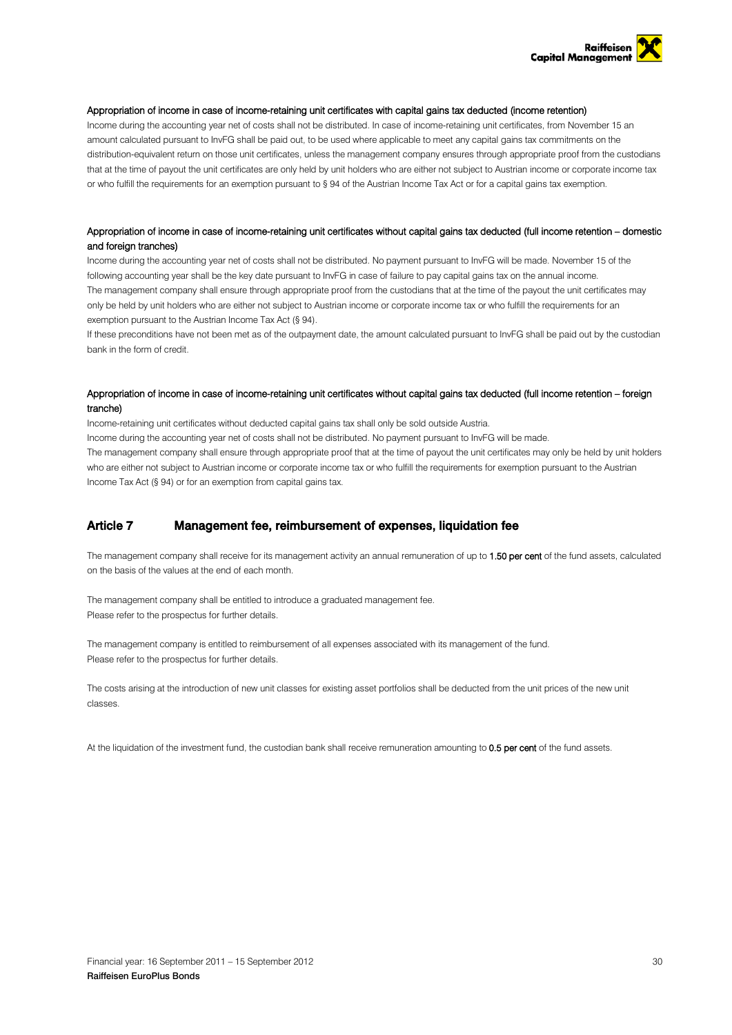#### Appropriation of income in case of income-retaining unit certificates with capital gains tax deducted (income retention)

Income during the accounting year net of costs shall not be distributed. In case of income-retaining unit certificates, from November 15 an amount calculated pursuant to InvFG shall be paid out, to be used where applicable to meet any capital gains tax commitments on the distribution-equivalent return on those unit certificates, unless the management company ensures through appropriate proof from the custodians that at the time of payout the unit certificates are only held by unit holders who are either not subject to Austrian income or corporate income tax or who fulfill the requirements for an exemption pursuant to § 94 of the Austrian Income Tax Act or for a capital gains tax exemption.

#### Appropriation of income in case of income-retaining unit certificates without capital gains tax deducted (full income retention – domestic and foreign tranches)

Income during the accounting year net of costs shall not be distributed. No payment pursuant to InvFG will be made. November 15 of the following accounting year shall be the key date pursuant to InvFG in case of failure to pay capital gains tax on the annual income.
The management company shall ensure through appropriate proof from the custodians that at the time of the payout the unit certificates may only be held by unit holders who are either not subject to Austrian income or corporate income tax or who fulfill the requirements for an exemption pursuant to the Austrian Income Tax Act (§ 94).
If these preconditions have not been met as of the outpayment date, the amount calculated pursuant to InvFG shall be paid out by the custodian bank in the form of credit.

#### Appropriation of income in case of income-retaining unit certificates without capital gains tax deducted (full income retention – foreign tranche)

Income-retaining unit certificates without deducted capital gains tax shall only be sold outside Austria.
Income during the accounting year net of costs shall not be distributed. No payment pursuant to InvFG will be made.
The management company shall ensure through appropriate proof that at the time of payout the unit certificates may only be held by unit holders who are either not subject to Austrian income or corporate income tax or who fulfill the requirements for exemption pursuant to the Austrian Income Tax Act (§ 94) or for an exemption from capital gains tax.

## Article 7 Management fee, reimbursement of expenses, liquidation fee

The management company shall receive for its management activity an annual remuneration of up to **1.50 per cent** of the fund assets, calculated on the basis of the values at the end of each month.

The management company shall be entitled to introduce a graduated management fee.
Please refer to the prospectus for further details.

The management company is entitled to reimbursement of all expenses associated with its management of the fund.
Please refer to the prospectus for further details.

The costs arising at the introduction of new unit classes for existing asset portfolios shall be deducted from the unit prices of the new unit classes.

At the liquidation of the investment fund, the custodian bank shall receive remuneration amounting to **0.5 per cent** of the fund assets.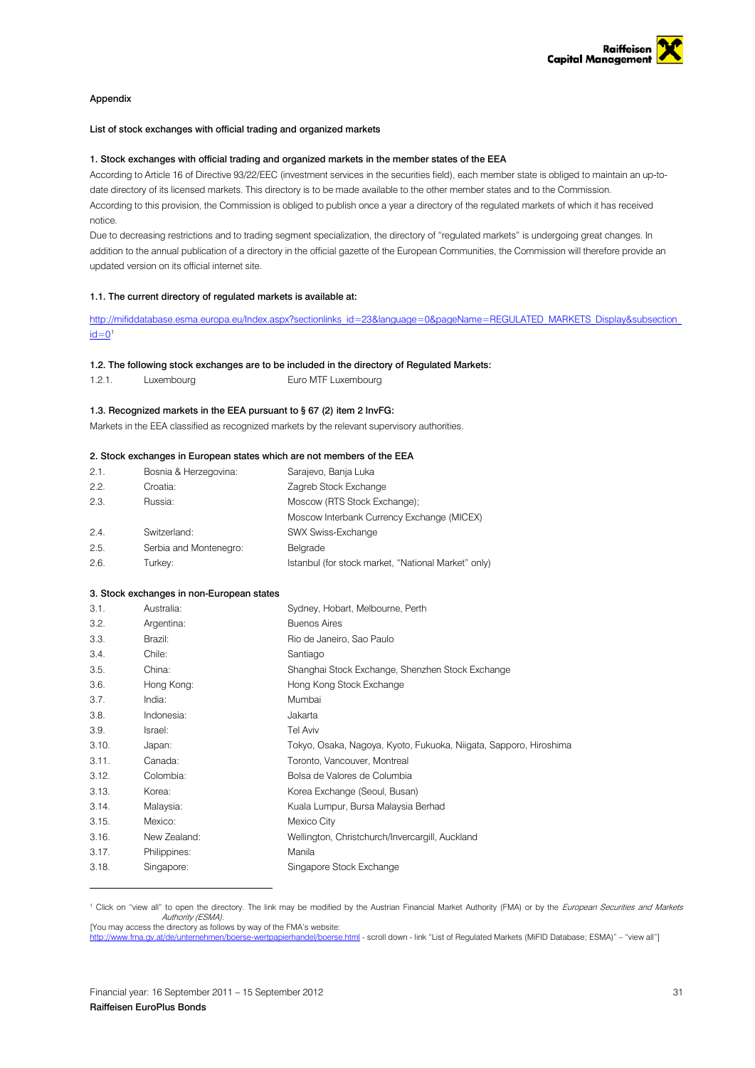Appendix

**List of stock exchanges with official trading and organized markets**

**1. Stock exchanges with official trading and organized markets in the member states of the EEA**

According to Article 16 of Directive 93/22/EEC (investment services in the securities field), each member state is obliged to maintain an up-to-date directory of its licensed markets. This directory is to be made available to the other member states and to the Commission.

According to this provision, the Commission is obliged to publish once a year a directory of the regulated markets of which it has received notice.

Due to decreasing restrictions and to trading segment specialization, the directory of "regulated markets" is undergoing great changes. In addition to the annual publication of a directory in the official gazette of the European Communities, the Commission will therefore provide an updated version on its official internet site.

**1.1. The current directory of regulated markets is available at:**

http://mifiddatabase.esma.europa.eu/Index.aspx?sectionlinks_id=23&language=0&pageName=REGULATED_MARKETS_Display&subsection_id=0[1]

**1.2. The following stock exchanges are to be included in the directory of Regulated Markets:**

| | | |
|---|---|---|
| 1.2.1. | Luxembourg | Euro MTF Luxembourg |

**1.3. Recognized markets in the EEA pursuant to § 67 (2) item 2 InvFG:**

Markets in the EEA classified as recognized markets by the relevant supervisory authorities.

**2. Stock exchanges in European states which are not members of the EEA**

| | | |
|---|---|---|
| 2.1. | Bosnia & Herzegovina: | Sarajevo, Banja Luka |
| 2.2. | Croatia: | Zagreb Stock Exchange |
| 2.3. | Russia: | Moscow (RTS Stock Exchange); |
| | | Moscow Interbank Currency Exchange (MICEX) |
| 2.4. | Switzerland: | SWX Swiss-Exchange |
| 2.5. | Serbia and Montenegro: | Belgrade |
| 2.6. | Turkey: | Istanbul (for stock market, "National Market" only) |

**3. Stock exchanges in non-European states**

| | | |
|---|---|---|
| 3.1. | Australia: | Sydney, Hobart, Melbourne, Perth |
| 3.2. | Argentina: | Buenos Aires |
| 3.3. | Brazil: | Rio de Janeiro, Sao Paulo |
| 3.4. | Chile: | Santiago |
| 3.5. | China: | Shanghai Stock Exchange, Shenzhen Stock Exchange |
| 3.6. | Hong Kong: | Hong Kong Stock Exchange |
| 3.7. | India: | Mumbai |
| 3.8. | Indonesia: | Jakarta |
| 3.9. | Israel: | Tel Aviv |
| 3.10. | Japan: | Tokyo, Osaka, Nagoya, Kyoto, Fukuoka, Niigata, Sapporo, Hiroshima |
| 3.11. | Canada: | Toronto, Vancouver, Montreal |
| 3.12. | Colombia: | Bolsa de Valores de Columbia |
| 3.13. | Korea: | Korea Exchange (Seoul, Busan) |
| 3.14. | Malaysia: | Kuala Lumpur, Bursa Malaysia Berhad |
| 3.15. | Mexico: | Mexico City |
| 3.16. | New Zealand: | Wellington, Christchurch/Invercargill, Auckland |
| 3.17. | Philippines: | Manila |
| 3.18. | Singapore: | Singapore Stock Exchange |

[1] Click on "view all" to open the directory. The link may be modified by the Austrian Financial Market Authority (FMA) or by the *European Securities and Markets Authority (ESMA)*.
[You may access the directory as follows by way of the FMA's website:
http://www.fma.gv.at/de/unternehmen/boerse-wertpapierhandel/boerse.html - scroll down - link "List of Regulated Markets (MiFID Database; ESMA)" – "view all"]

Financial year: 16 September 2011 – 15 September 2012
**Raiffeisen EuroPlus Bonds**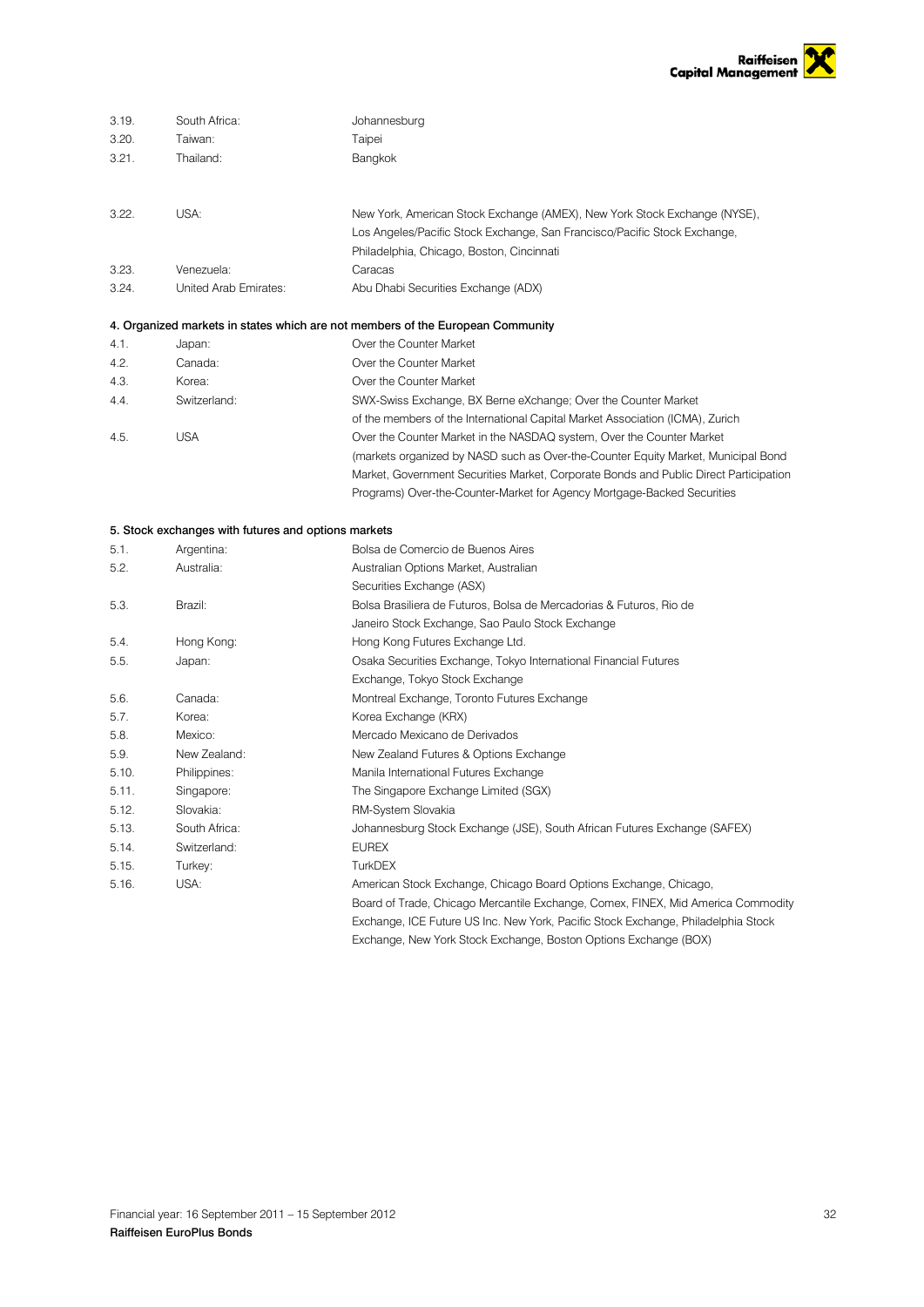| | | |
|---|---|---|
| 3.19. | South Africa: | Johannesburg |
| 3.20. | Taiwan: | Taipei |
| 3.21. | Thailand: | Bangkok |
| 3.22. | USA: | New York, American Stock Exchange (AMEX), New York Stock Exchange (NYSE), Los Angeles/Pacific Stock Exchange, San Francisco/Pacific Stock Exchange, Philadelphia, Chicago, Boston, Cincinnati |
| 3.23. | Venezuela: | Caracas |
| 3.24. | United Arab Emirates: | Abu Dhabi Securities Exchange (ADX) |

**4. Organized markets in states which are not members of the European Community**

| | | |
|---|---|---|
| 4.1. | Japan: | Over the Counter Market |
| 4.2. | Canada: | Over the Counter Market |
| 4.3. | Korea: | Over the Counter Market |
| 4.4. | Switzerland: | SWX-Swiss Exchange, BX Berne eXchange; Over the Counter Market of the members of the International Capital Market Association (ICMA), Zurich |
| 4.5. | USA | Over the Counter Market in the NASDAQ system, Over the Counter Market (markets organized by NASD such as Over-the-Counter Equity Market, Municipal Bond Market, Government Securities Market, Corporate Bonds and Public Direct Participation Programs) Over-the-Counter-Market for Agency Mortgage-Backed Securities |

**5. Stock exchanges with futures and options markets**

| | | |
|---|---|---|
| 5.1. | Argentina: | Bolsa de Comercio de Buenos Aires |
| 5.2. | Australia: | Australian Options Market, Australian Securities Exchange (ASX) |
| 5.3. | Brazil: | Bolsa Brasiliera de Futuros, Bolsa de Mercadorias & Futuros, Rio de Janeiro Stock Exchange, Sao Paulo Stock Exchange |
| 5.4. | Hong Kong: | Hong Kong Futures Exchange Ltd. |
| 5.5. | Japan: | Osaka Securities Exchange, Tokyo International Financial Futures Exchange, Tokyo Stock Exchange |
| 5.6. | Canada: | Montreal Exchange, Toronto Futures Exchange |
| 5.7. | Korea: | Korea Exchange (KRX) |
| 5.8. | Mexico: | Mercado Mexicano de Derivados |
| 5.9. | New Zealand: | New Zealand Futures & Options Exchange |
| 5.10. | Philippines: | Manila International Futures Exchange |
| 5.11. | Singapore: | The Singapore Exchange Limited (SGX) |
| 5.12. | Slovakia: | RM-System Slovakia |
| 5.13. | South Africa: | Johannesburg Stock Exchange (JSE), South African Futures Exchange (SAFEX) |
| 5.14. | Switzerland: | EUREX |
| 5.15. | Turkey: | TurkDEX |
| 5.16. | USA: | American Stock Exchange, Chicago Board Options Exchange, Chicago, Board of Trade, Chicago Mercantile Exchange, Comex, FINEX, Mid America Commodity Exchange, ICE Future US Inc. New York, Pacific Stock Exchange, Philadelphia Stock Exchange, New York Stock Exchange, Boston Options Exchange (BOX) |

Financial year: 16 September 2011 – 15 September 2012
**Raiffeisen EuroPlus Bonds**